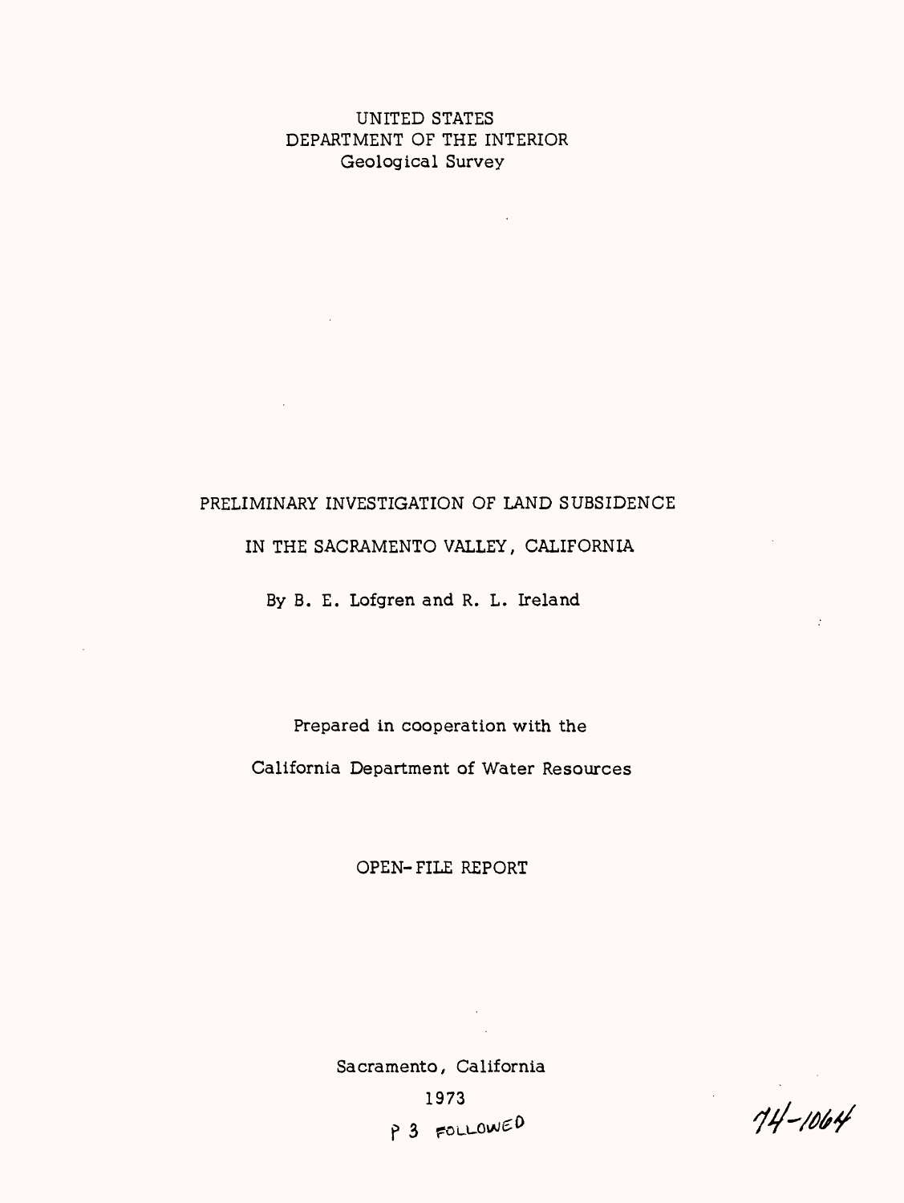UNITED STATES
DEPARTMENT OF THE INTERIOR
Geological Survey

# PRELIMINARY INVESTIGATION OF LAND SUBSIDENCE IN THE SACRAMENTO VALLEY, CALIFORNIA

By B. E. Lofgren and R. L. Ireland

Prepared in cooperation with the
California Department of Water Resources

OPEN-FILE REPORT

Sacramento, California
1973

P 3 FOLLOWED

74-1064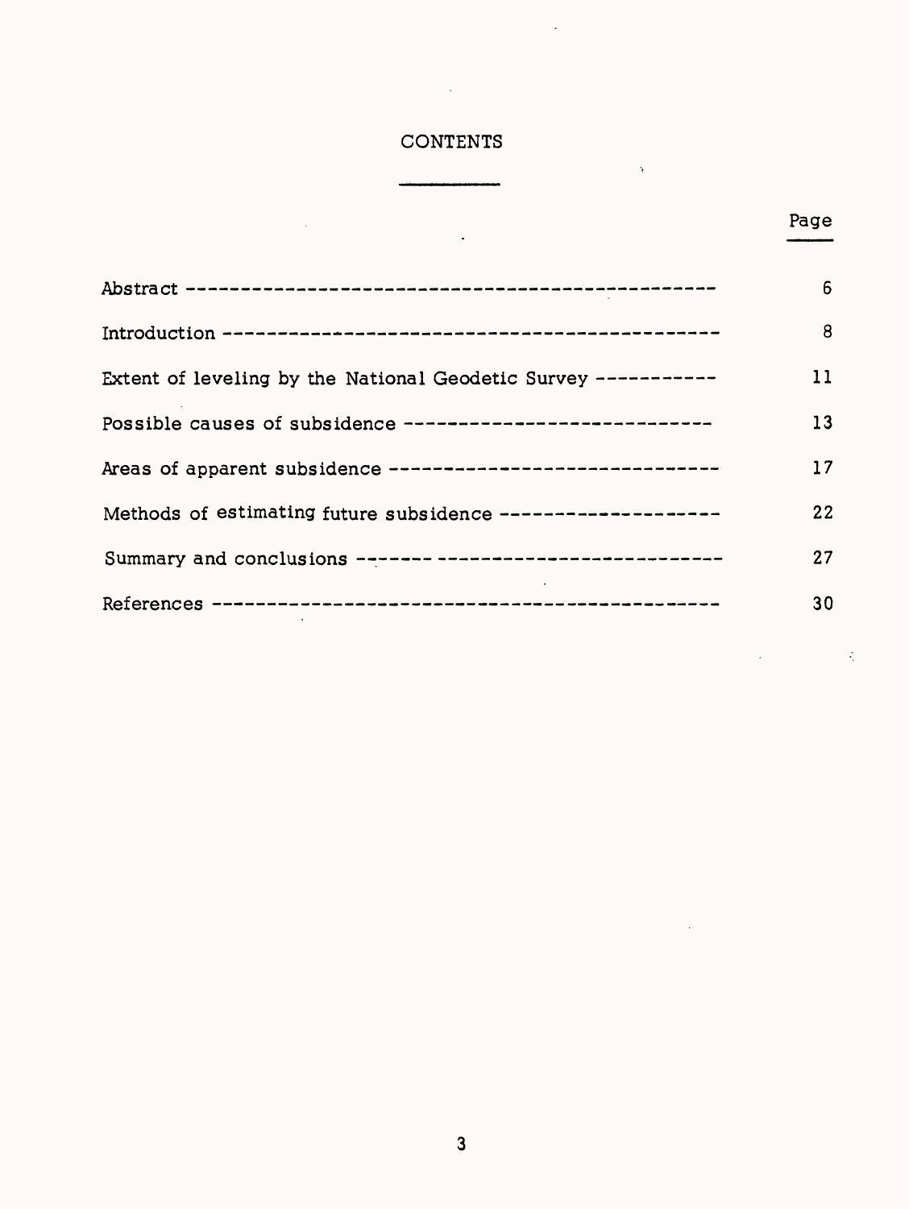# CONTENTS

| | Page |
|---|---|
| Abstract | 6 |
| Introduction | 8 |
| Extent of leveling by the National Geodetic Survey | 11 |
| Possible causes of subsidence | 13 |
| Areas of apparent subsidence | 17 |
| Methods of estimating future subsidence | 22 |
| Summary and conclusions | 27 |
| References | 30 |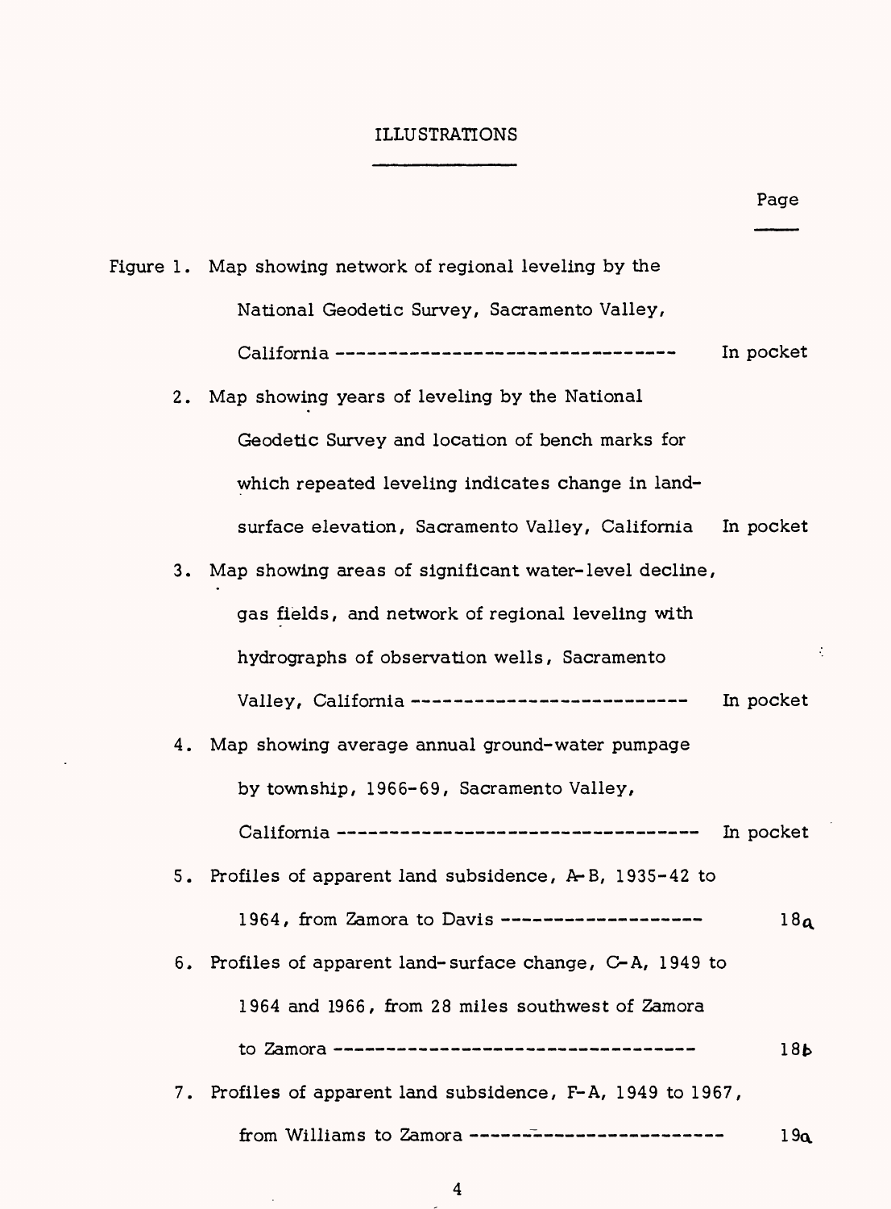# ILLUSTRATIONS

| | Page |
|---|---|
| Figure 1. Map showing network of regional leveling by the National Geodetic Survey, Sacramento Valley, California -------------------------------- | In pocket |
| 2. Map showing years of leveling by the National Geodetic Survey and location of bench marks for which repeated leveling indicates change in land-surface elevation, Sacramento Valley, California | In pocket |
| 3. Map showing areas of significant water-level decline, gas fields, and network of regional leveling with hydrographs of observation wells, Sacramento Valley, California --------------------------- | In pocket |
| 4. Map showing average annual ground-water pumpage by township, 1966-69, Sacramento Valley, California ---------------------------------- | In pocket |
| 5. Profiles of apparent land subsidence, A-B, 1935-42 to 1964, from Zamora to Davis ------------------- | 18a |
| 6. Profiles of apparent land-surface change, C-A, 1949 to 1964 and 1966, from 28 miles southwest of Zamora to Zamora --------------------------------- | 18b |
| 7. Profiles of apparent land subsidence, F-A, 1949 to 1967, from Williams to Zamora ------------------------ | 19a |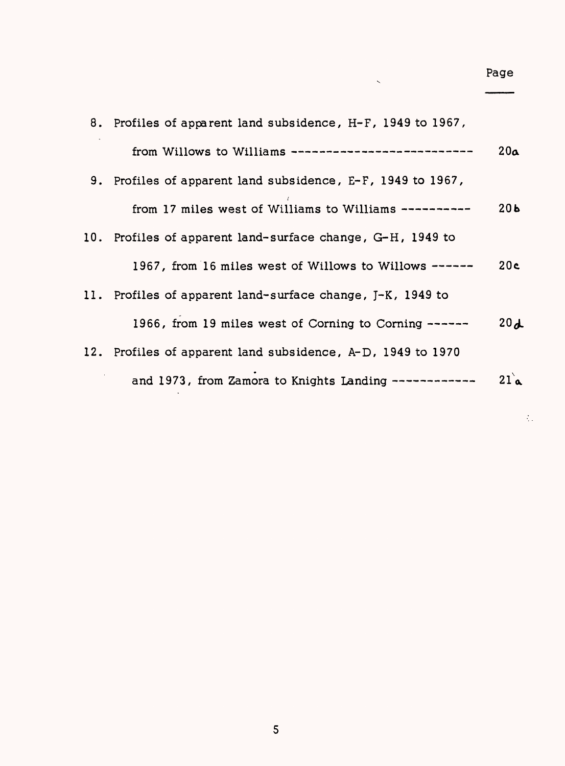| | Page |
|---|---|
| 8. Profiles of apparent land subsidence, H-F, 1949 to 1967, from Willows to Williams --------------------------- | 20a |
| 9. Profiles of apparent land subsidence, E-F, 1949 to 1967, from 17 miles west of Williams to Williams ---------- | 20b |
| 10. Profiles of apparent land-surface change, G-H, 1949 to 1967, from 16 miles west of Willows to Willows ------ | 20c |
| 11. Profiles of apparent land-surface change, J-K, 1949 to 1966, from 19 miles west of Corning to Corning ------ | 20d |
| 12. Profiles of apparent land subsidence, A-D, 1949 to 1970 and 1973, from Zamora to Knights Landing ------------ | 21a |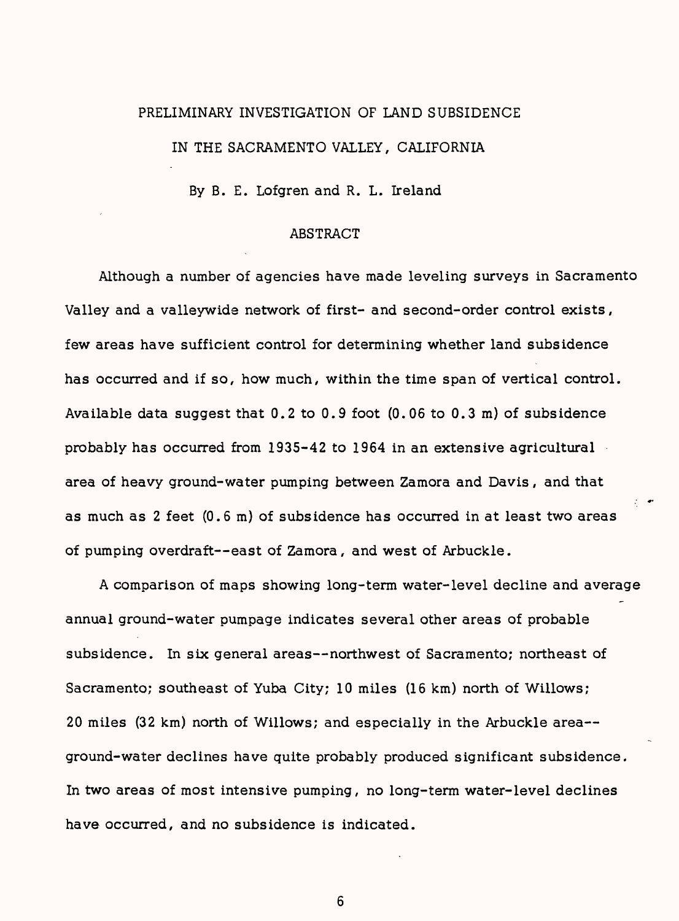# PRELIMINARY INVESTIGATION OF LAND SUBSIDENCE IN THE SACRAMENTO VALLEY, CALIFORNIA

By B. E. Lofgren and R. L. Ireland

## ABSTRACT

Although a number of agencies have made leveling surveys in Sacramento Valley and a valleywide network of first- and second-order control exists, few areas have sufficient control for determining whether land subsidence has occurred and if so, how much, within the time span of vertical control. Available data suggest that 0.2 to 0.9 foot (0.06 to 0.3 m) of subsidence probably has occurred from 1935-42 to 1964 in an extensive agricultural area of heavy ground-water pumping between Zamora and Davis, and that as much as 2 feet (0.6 m) of subsidence has occurred in at least two areas of pumping overdraft--east of Zamora, and west of Arbuckle.

A comparison of maps showing long-term water-level decline and average annual ground-water pumpage indicates several other areas of probable subsidence. In six general areas--northwest of Sacramento; northeast of Sacramento; southeast of Yuba City; 10 miles (16 km) north of Willows; 20 miles (32 km) north of Willows; and especially in the Arbuckle area--ground-water declines have quite probably produced significant subsidence. In two areas of most intensive pumping, no long-term water-level declines have occurred, and no subsidence is indicated.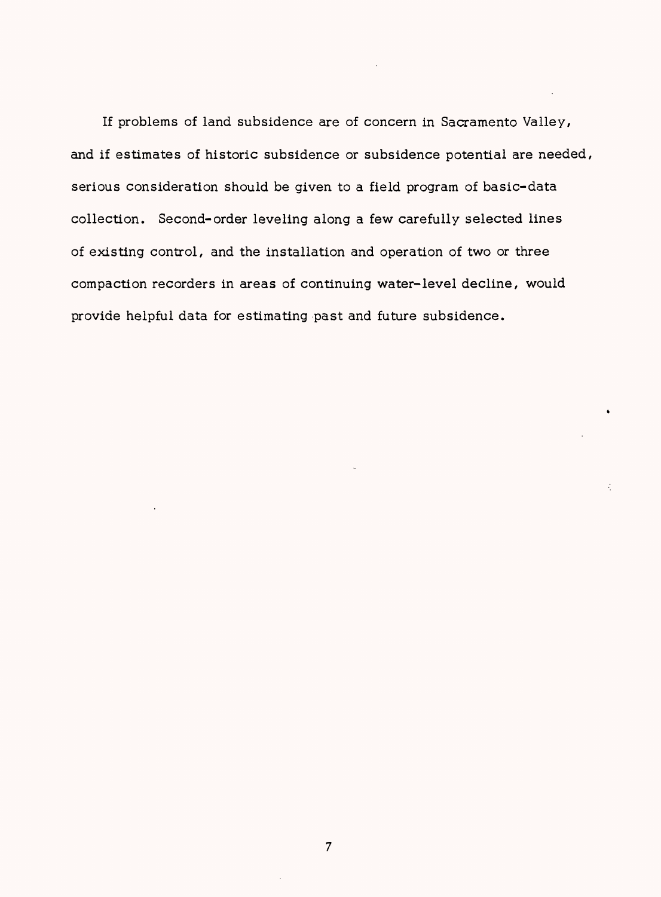If problems of land subsidence are of concern in Sacramento Valley, and if estimates of historic subsidence or subsidence potential are needed, serious consideration should be given to a field program of basic-data collection. Second-order leveling along a few carefully selected lines of existing control, and the installation and operation of two or three compaction recorders in areas of continuing water-level decline, would provide helpful data for estimating past and future subsidence.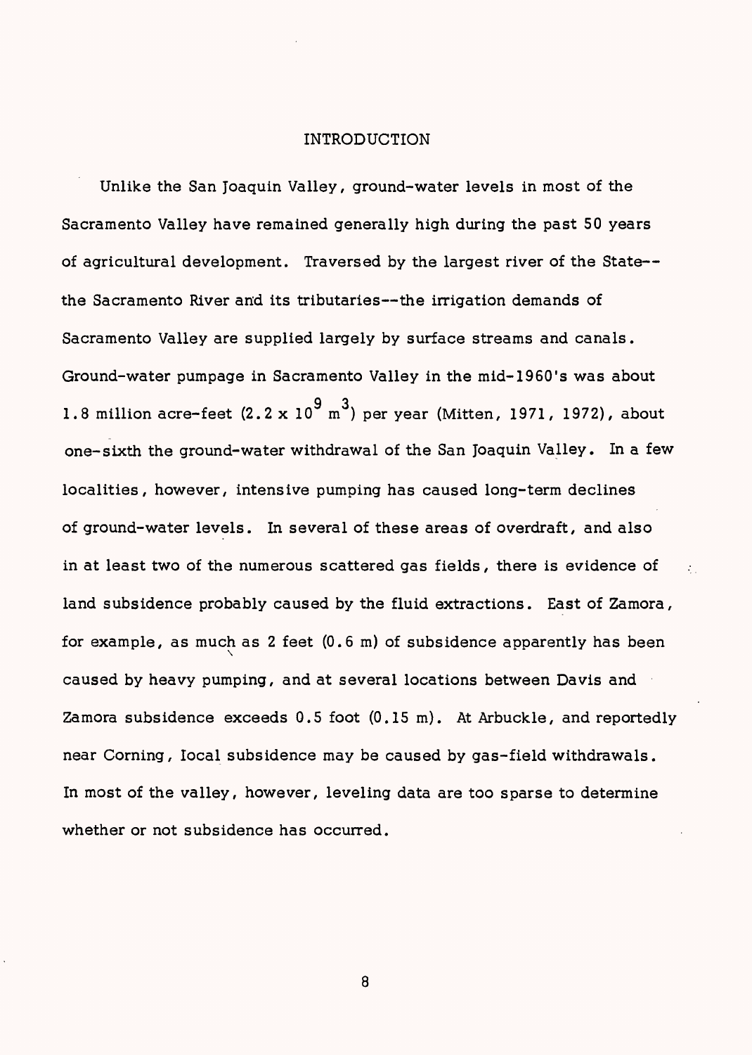# INTRODUCTION

Unlike the San Joaquin Valley, ground-water levels in most of the Sacramento Valley have remained generally high during the past 50 years of agricultural development. Traversed by the largest river of the State--the Sacramento River and its tributaries--the irrigation demands of Sacramento Valley are supplied largely by surface streams and canals. Ground-water pumpage in Sacramento Valley in the mid-1960's was about 1.8 million acre-feet ($2.2 \times 10^9$ $m^3$) per year (Mitten, 1971, 1972), about one-sixth the ground-water withdrawal of the San Joaquin Valley. In a few localities, however, intensive pumping has caused long-term declines of ground-water levels. In several of these areas of overdraft, and also in at least two of the numerous scattered gas fields, there is evidence of land subsidence probably caused by the fluid extractions. East of Zamora, for example, as much as 2 feet (0.6 m) of subsidence apparently has been caused by heavy pumping, and at several locations between Davis and Zamora subsidence exceeds 0.5 foot (0.15 m). At Arbuckle, and reportedly near Corning, local subsidence may be caused by gas-field withdrawals. In most of the valley, however, leveling data are too sparse to determine whether or not subsidence has occurred.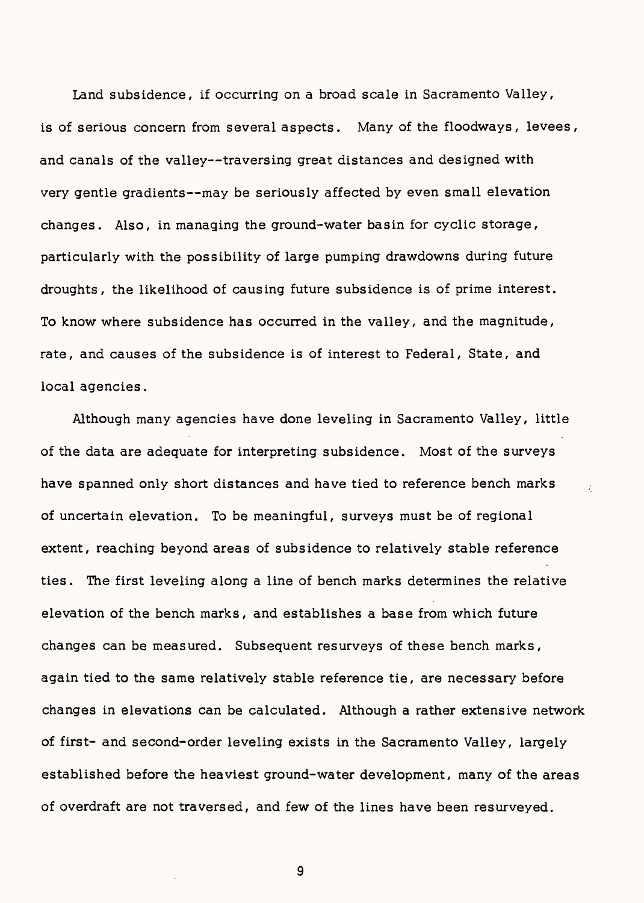Land subsidence, if occurring on a broad scale in Sacramento Valley, is of serious concern from several aspects. Many of the floodways, levees, and canals of the valley--traversing great distances and designed with very gentle gradients--may be seriously affected by even small elevation changes. Also, in managing the ground-water basin for cyclic storage, particularly with the possibility of large pumping drawdowns during future droughts, the likelihood of causing future subsidence is of prime interest. To know where subsidence has occurred in the valley, and the magnitude, rate, and causes of the subsidence is of interest to Federal, State, and local agencies.

Although many agencies have done leveling in Sacramento Valley, little of the data are adequate for interpreting subsidence. Most of the surveys have spanned only short distances and have tied to reference bench marks of uncertain elevation. To be meaningful, surveys must be of regional extent, reaching beyond areas of subsidence to relatively stable reference ties. The first leveling along a line of bench marks determines the relative elevation of the bench marks, and establishes a base from which future changes can be measured. Subsequent resurveys of these bench marks, again tied to the same relatively stable reference tie, are necessary before changes in elevations can be calculated. Although a rather extensive network of first- and second-order leveling exists in the Sacramento Valley, largely established before the heaviest ground-water development, many of the areas of overdraft are not traversed, and few of the lines have been resurveyed.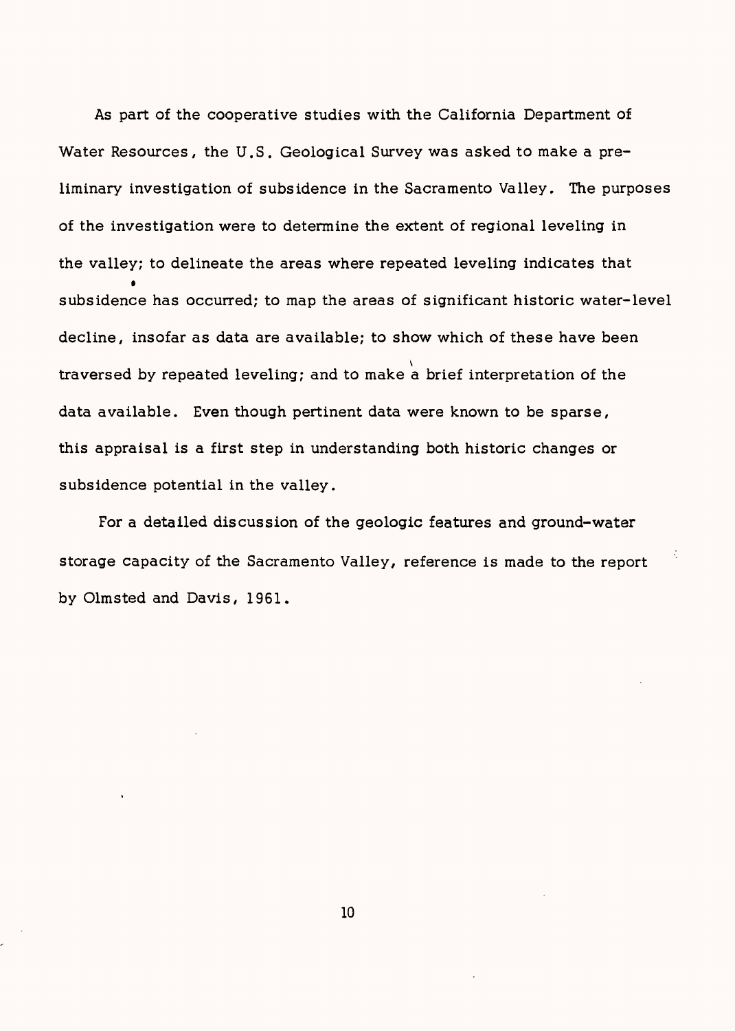As part of the cooperative studies with the California Department of Water Resources, the U.S. Geological Survey was asked to make a preliminary investigation of subsidence in the Sacramento Valley. The purposes of the investigation were to determine the extent of regional leveling in the valley; to delineate the areas where repeated leveling indicates that subsidence has occurred; to map the areas of significant historic water-level decline, insofar as data are available; to show which of these have been traversed by repeated leveling; and to make a brief interpretation of the data available. Even though pertinent data were known to be sparse, this appraisal is a first step in understanding both historic changes or subsidence potential in the valley.

For a detailed discussion of the geologic features and ground-water storage capacity of the Sacramento Valley, reference is made to the report by Olmsted and Davis, 1961.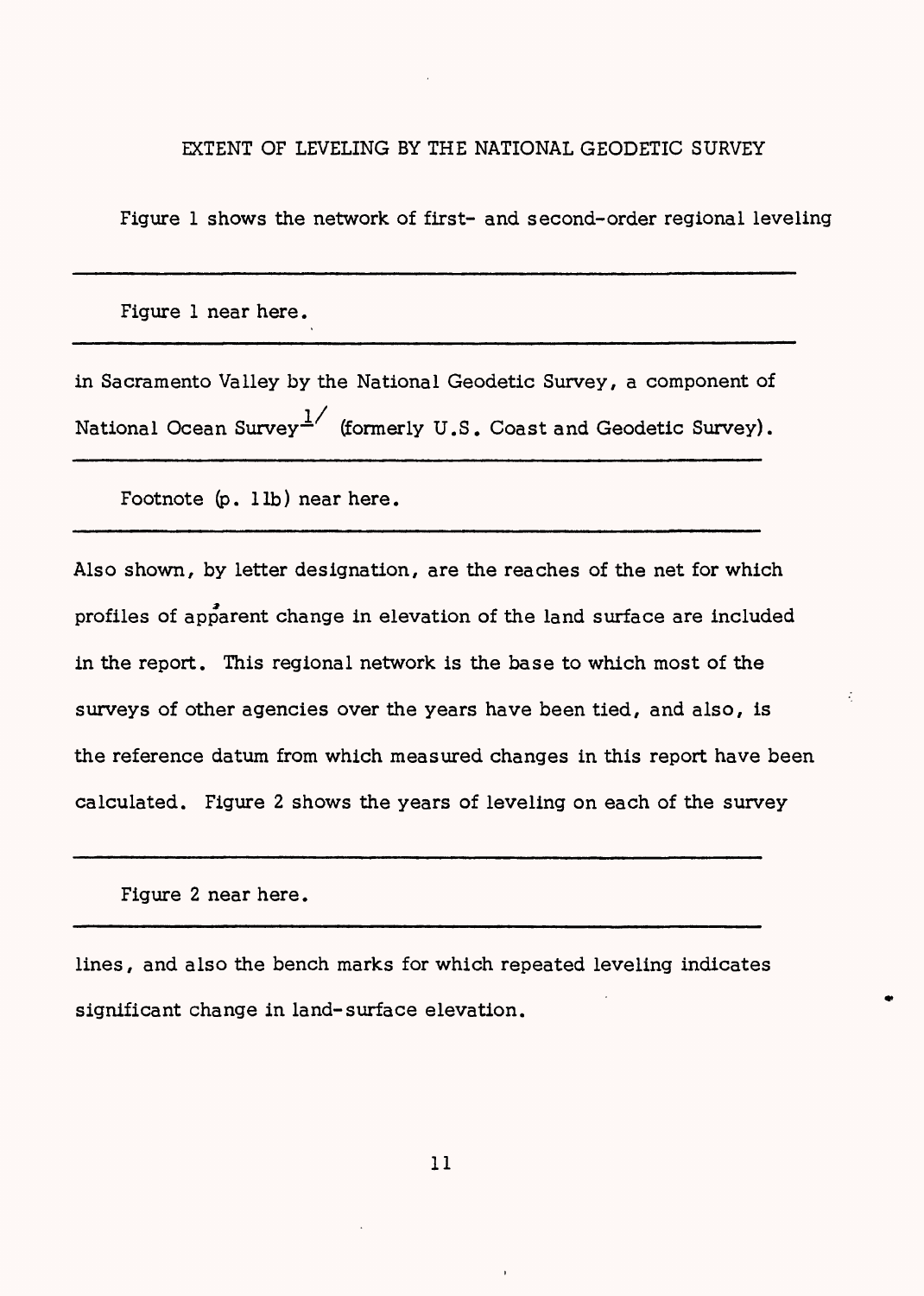## EXTENT OF LEVELING BY THE NATIONAL GEODETIC SURVEY

Figure 1 shows the network of first- and second-order regional leveling

---

Figure 1 near here.

---

in Sacramento Valley by the National Geodetic Survey, a component of National Ocean Survey[1/] (formerly U.S. Coast and Geodetic Survey).

---

Footnote (p. 11b) near here.

---

Also shown, by letter designation, are the reaches of the net for which profiles of apparent change in elevation of the land surface are included in the report. This regional network is the base to which most of the surveys of other agencies over the years have been tied, and also, is the reference datum from which measured changes in this report have been calculated. Figure 2 shows the years of leveling on each of the survey

---

Figure 2 near here.

---

lines, and also the bench marks for which repeated leveling indicates significant change in land-surface elevation.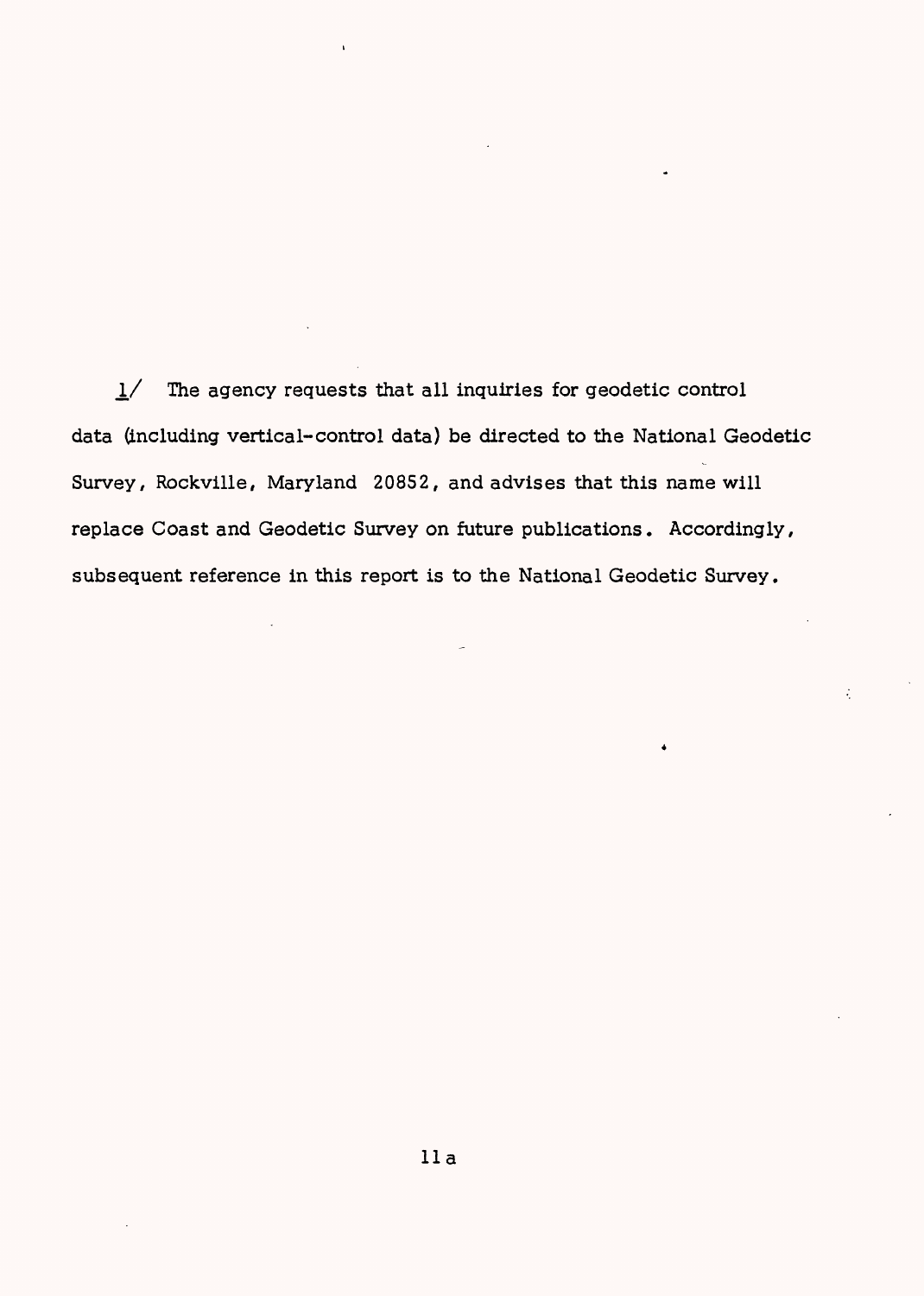1/ The agency requests that all inquiries for geodetic control data (including vertical-control data) be directed to the National Geodetic Survey, Rockville, Maryland 20852, and advises that this name will replace Coast and Geodetic Survey on future publications. Accordingly, subsequent reference in this report is to the National Geodetic Survey.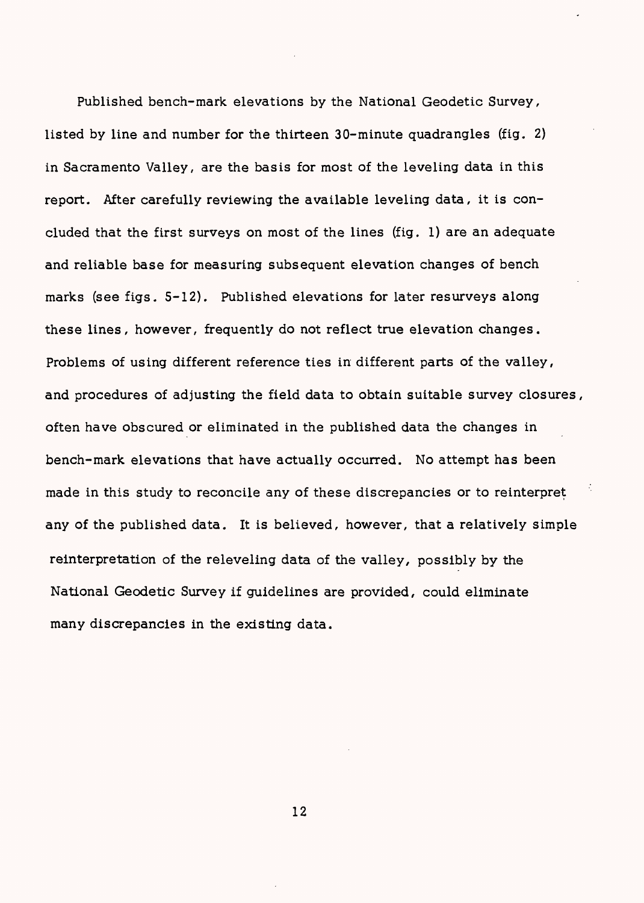Published bench-mark elevations by the National Geodetic Survey, listed by line and number for the thirteen 30-minute quadrangles (fig. 2) in Sacramento Valley, are the basis for most of the leveling data in this report. After carefully reviewing the available leveling data, it is concluded that the first surveys on most of the lines (fig. 1) are an adequate and reliable base for measuring subsequent elevation changes of bench marks (see figs. 5-12). Published elevations for later resurveys along these lines, however, frequently do not reflect true elevation changes. Problems of using different reference ties in different parts of the valley, and procedures of adjusting the field data to obtain suitable survey closures, often have obscured or eliminated in the published data the changes in bench-mark elevations that have actually occurred. No attempt has been made in this study to reconcile any of these discrepancies or to reinterpret any of the published data. It is believed, however, that a relatively simple reinterpretation of the releveling data of the valley, possibly by the National Geodetic Survey if guidelines are provided, could eliminate many discrepancies in the existing data.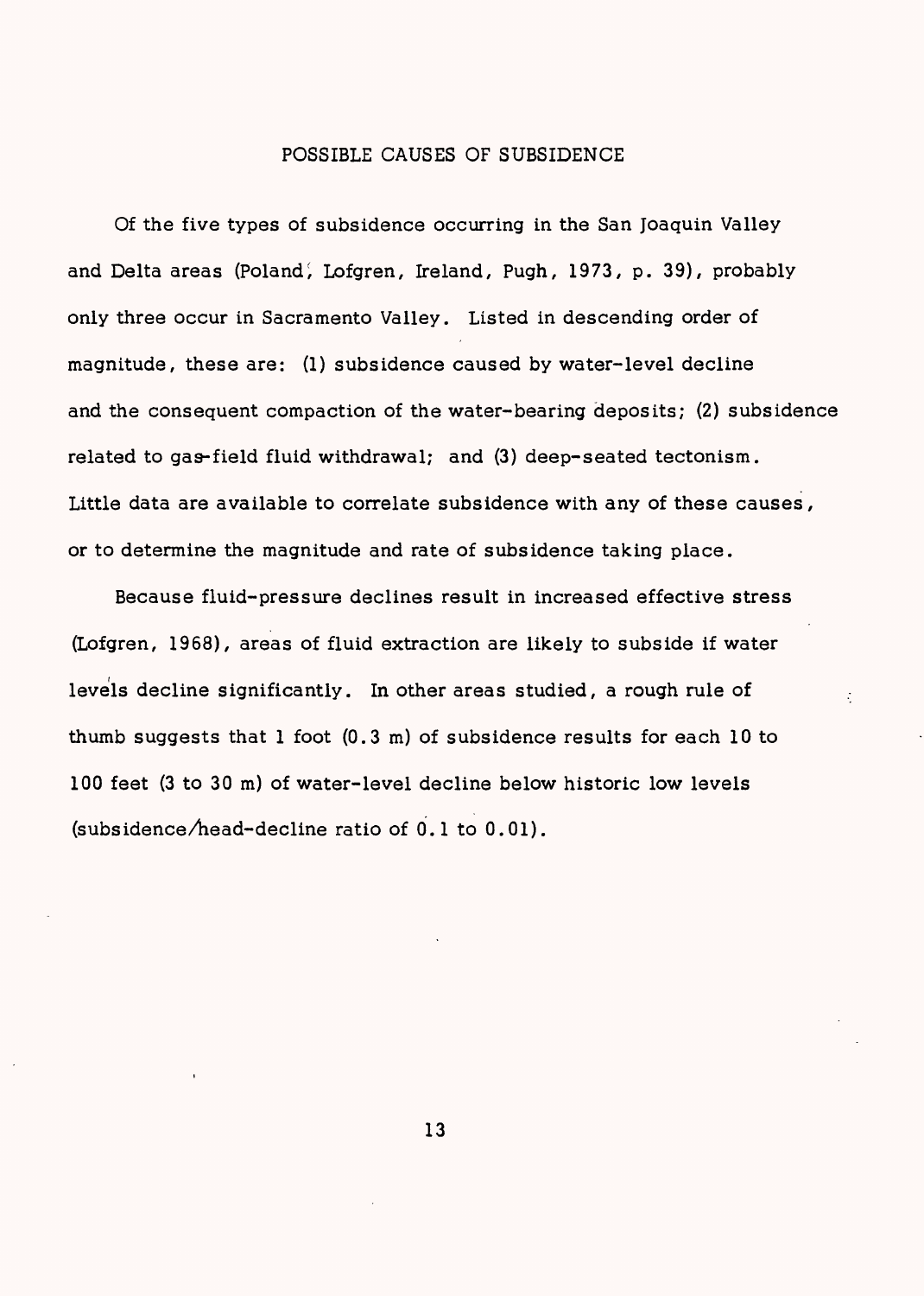## POSSIBLE CAUSES OF SUBSIDENCE

Of the five types of subsidence occurring in the San Joaquin Valley and Delta areas (Poland, Lofgren, Ireland, Pugh, 1973, p. 39), probably only three occur in Sacramento Valley. Listed in descending order of magnitude, these are: (1) subsidence caused by water-level decline and the consequent compaction of the water-bearing deposits; (2) subsidence related to gas-field fluid withdrawal; and (3) deep-seated tectonism. Little data are available to correlate subsidence with any of these causes, or to determine the magnitude and rate of subsidence taking place.

Because fluid-pressure declines result in increased effective stress (Lofgren, 1968), areas of fluid extraction are likely to subside if water levels decline significantly. In other areas studied, a rough rule of thumb suggests that 1 foot (0.3 m) of subsidence results for each 10 to 100 feet (3 to 30 m) of water-level decline below historic low levels (subsidence/head-decline ratio of 0.1 to 0.01).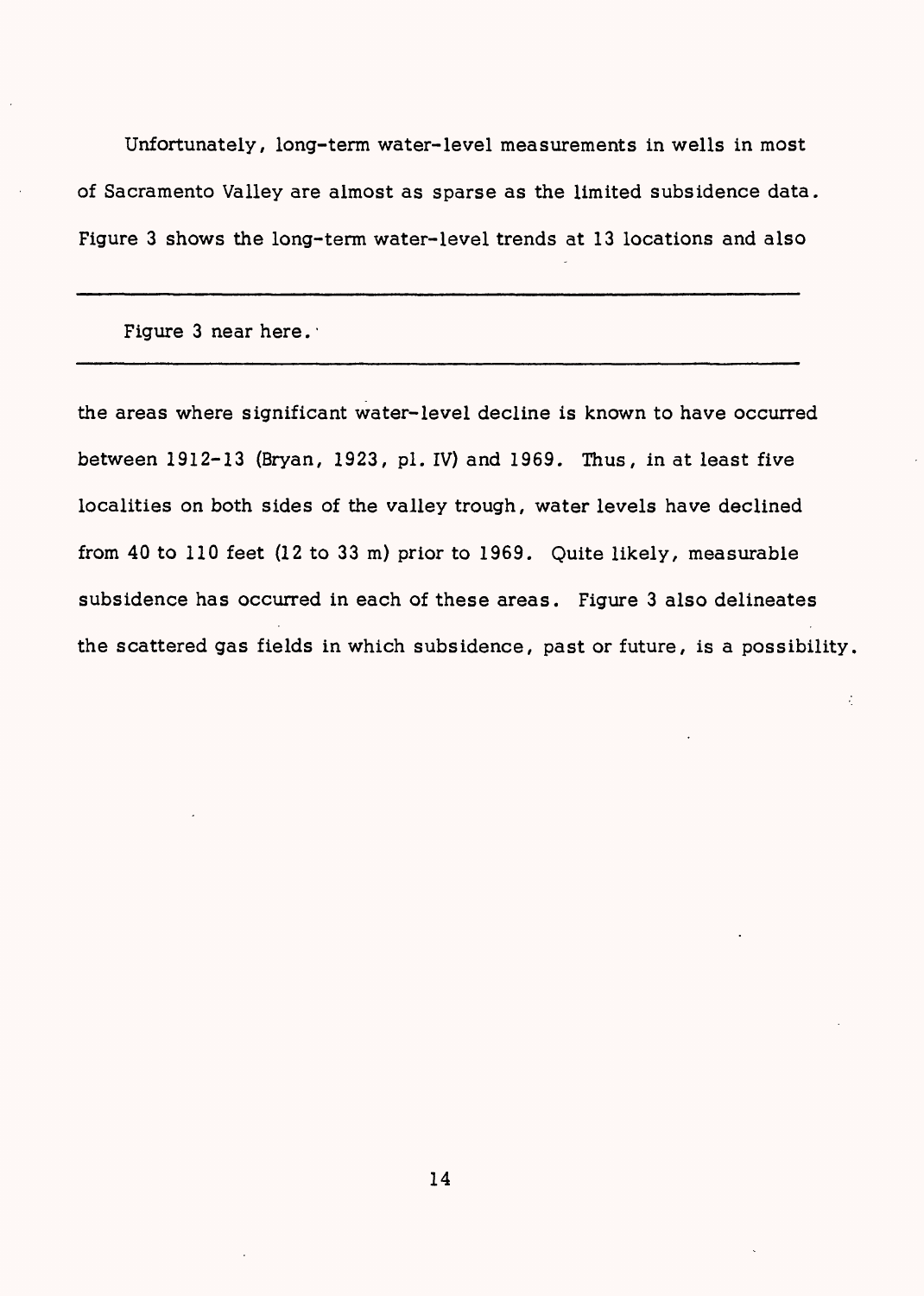Unfortunately, long-term water-level measurements in wells in most of Sacramento Valley are almost as sparse as the limited subsidence data. Figure 3 shows the long-term water-level trends at 13 locations and also

---

Figure 3 near here.

---

the areas where significant water-level decline is known to have occurred between 1912-13 (Bryan, 1923, pl. IV) and 1969. Thus, in at least five localities on both sides of the valley trough, water levels have declined from 40 to 110 feet (12 to 33 m) prior to 1969. Quite likely, measurable subsidence has occurred in each of these areas. Figure 3 also delineates the scattered gas fields in which subsidence, past or future, is a possibility.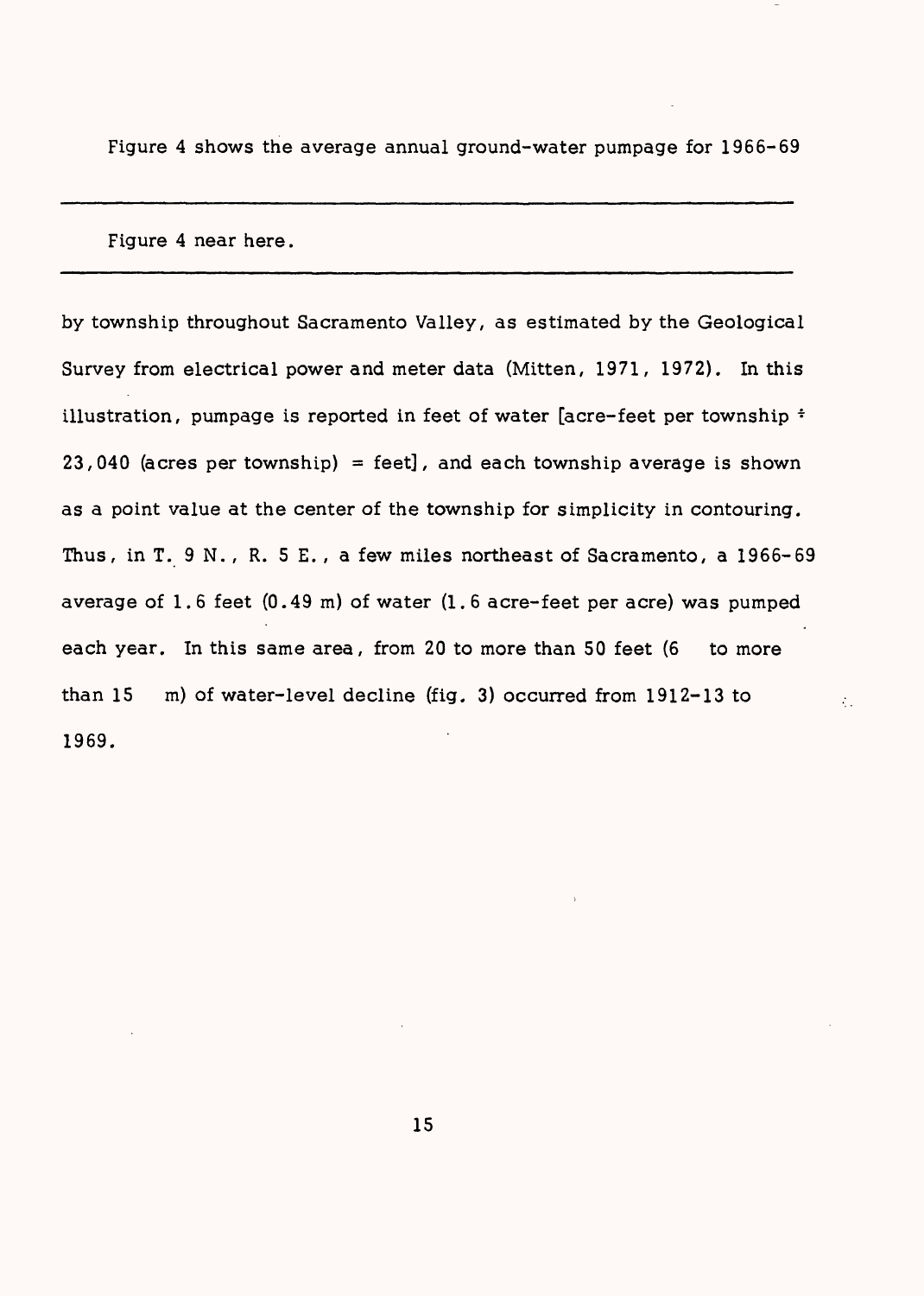Figure 4 shows the average annual ground-water pumpage for 1966-69

---

Figure 4 near here.

---

by township throughout Sacramento Valley, as estimated by the Geological Survey from electrical power and meter data (Mitten, 1971, 1972). In this illustration, pumpage is reported in feet of water [acre-feet per township ÷ 23,040 (acres per township) = feet], and each township average is shown as a point value at the center of the township for simplicity in contouring. Thus, in T. 9 N., R. 5 E., a few miles northeast of Sacramento, a 1966-69 average of 1.6 feet (0.49 m) of water (1.6 acre-feet per acre) was pumped each year. In this same area, from 20 to more than 50 feet (6 to more than 15 m) of water-level decline (fig. 3) occurred from 1912-13 to 1969.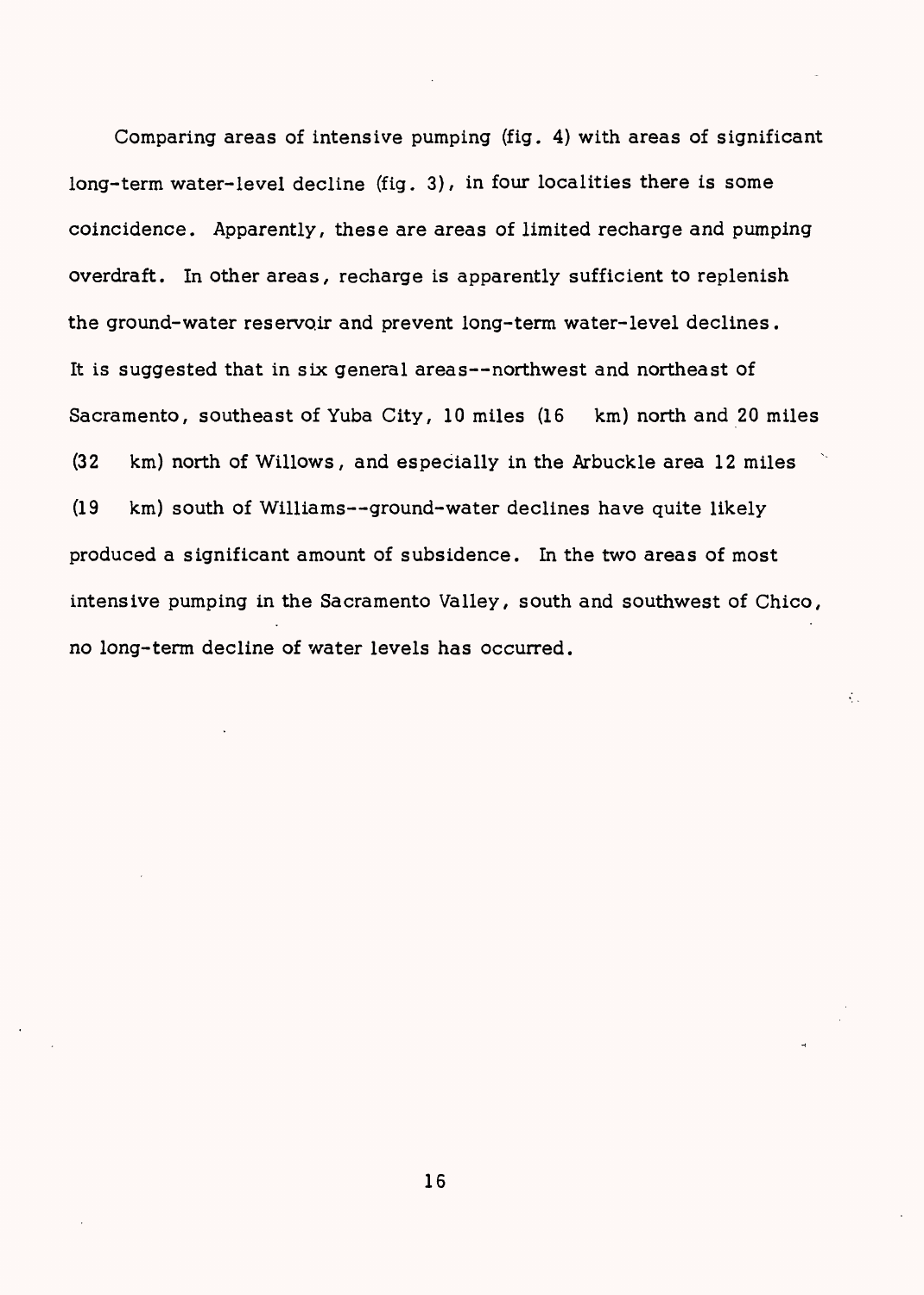Comparing areas of intensive pumping (fig. 4) with areas of significant long-term water-level decline (fig. 3), in four localities there is some coincidence. Apparently, these are areas of limited recharge and pumping overdraft. In other areas, recharge is apparently sufficient to replenish the ground-water reservoir and prevent long-term water-level declines. It is suggested that in six general areas--northwest and northeast of Sacramento, southeast of Yuba City, 10 miles (16 km) north and 20 miles (32 km) north of Willows, and especially in the Arbuckle area 12 miles (19 km) south of Williams--ground-water declines have quite likely produced a significant amount of subsidence. In the two areas of most intensive pumping in the Sacramento Valley, south and southwest of Chico, no long-term decline of water levels has occurred.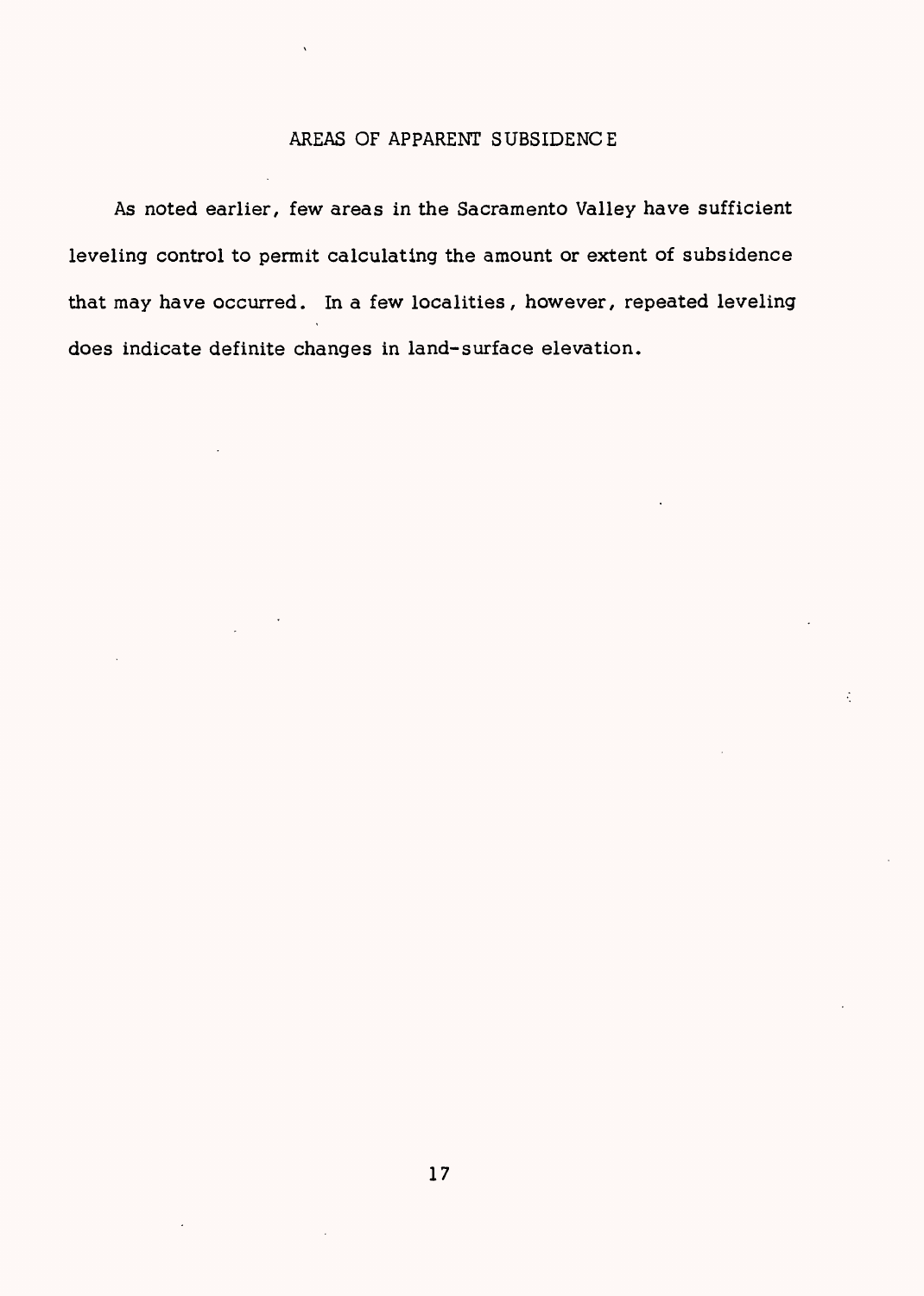## AREAS OF APPARENT SUBSIDENCE

As noted earlier, few areas in the Sacramento Valley have sufficient leveling control to permit calculating the amount or extent of subsidence that may have occurred. In a few localities, however, repeated leveling does indicate definite changes in land-surface elevation.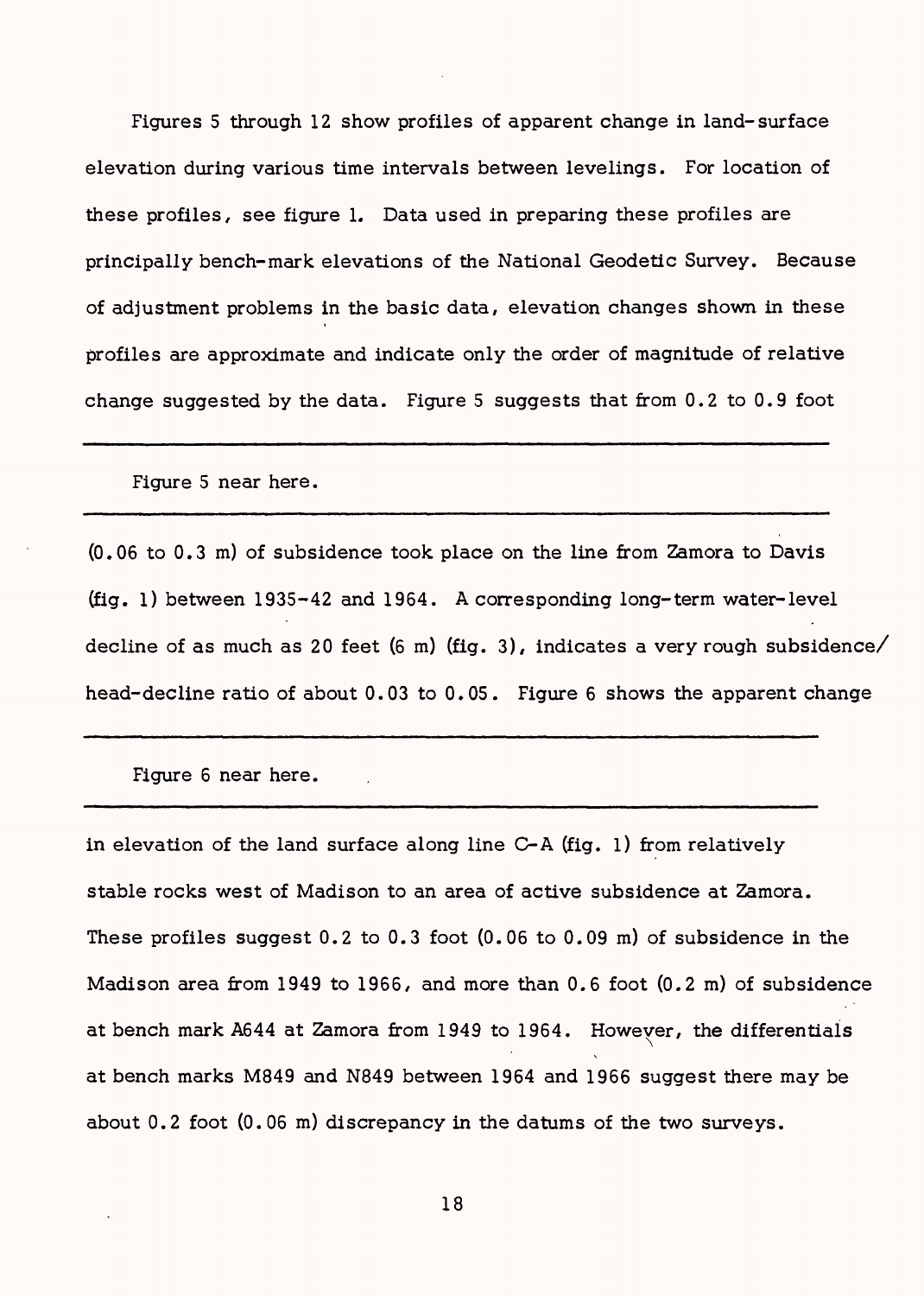Figures 5 through 12 show profiles of apparent change in land-surface elevation during various time intervals between levelings. For location of these profiles, see figure 1. Data used in preparing these profiles are principally bench-mark elevations of the National Geodetic Survey. Because of adjustment problems in the basic data, elevation changes shown in these profiles are approximate and indicate only the order of magnitude of relative change suggested by the data. Figure 5 suggests that from 0.2 to 0.9 foot

---

Figure 5 near here.

---

(0.06 to 0.3 m) of subsidence took place on the line from Zamora to Davis (fig. 1) between 1935-42 and 1964. A corresponding long-term water-level decline of as much as 20 feet (6 m) (fig. 3), indicates a very rough subsidence/head-decline ratio of about 0.03 to 0.05. Figure 6 shows the apparent change

---

Figure 6 near here.

---

in elevation of the land surface along line C-A (fig. 1) from relatively stable rocks west of Madison to an area of active subsidence at Zamora. These profiles suggest 0.2 to 0.3 foot (0.06 to 0.09 m) of subsidence in the Madison area from 1949 to 1966, and more than 0.6 foot (0.2 m) of subsidence at bench mark A644 at Zamora from 1949 to 1964. However, the differentials at bench marks M849 and N849 between 1964 and 1966 suggest there may be about 0.2 foot (0.06 m) discrepancy in the datums of the two surveys.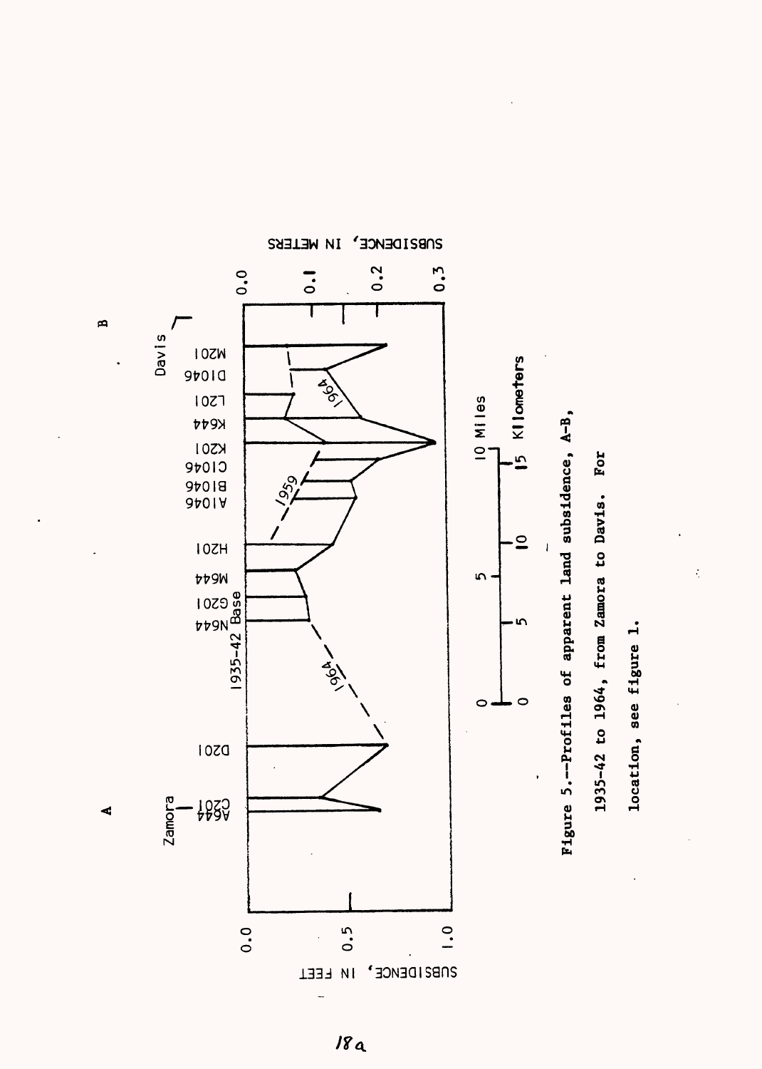Figure 5.--Profiles of apparent land subsidence, A-B, 1935-42 to 1964, from Zamora to Davis. For location, see figure 1.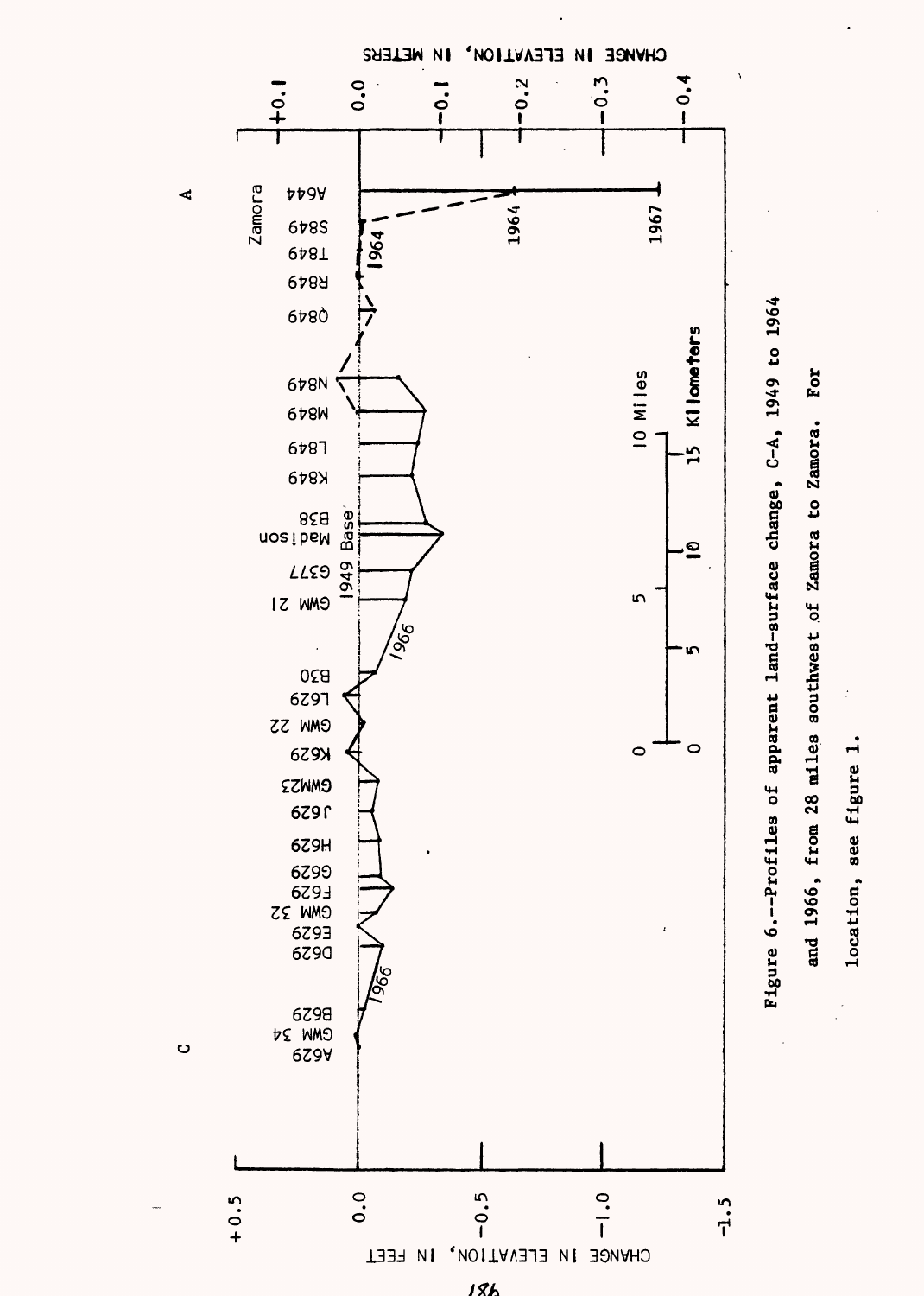Figure 6.--Profiles of apparent land-surface change, C-A, 1949 to 1964 and 1966, from 28 miles southwest of Zamora to Zamora. For location, see figure 1.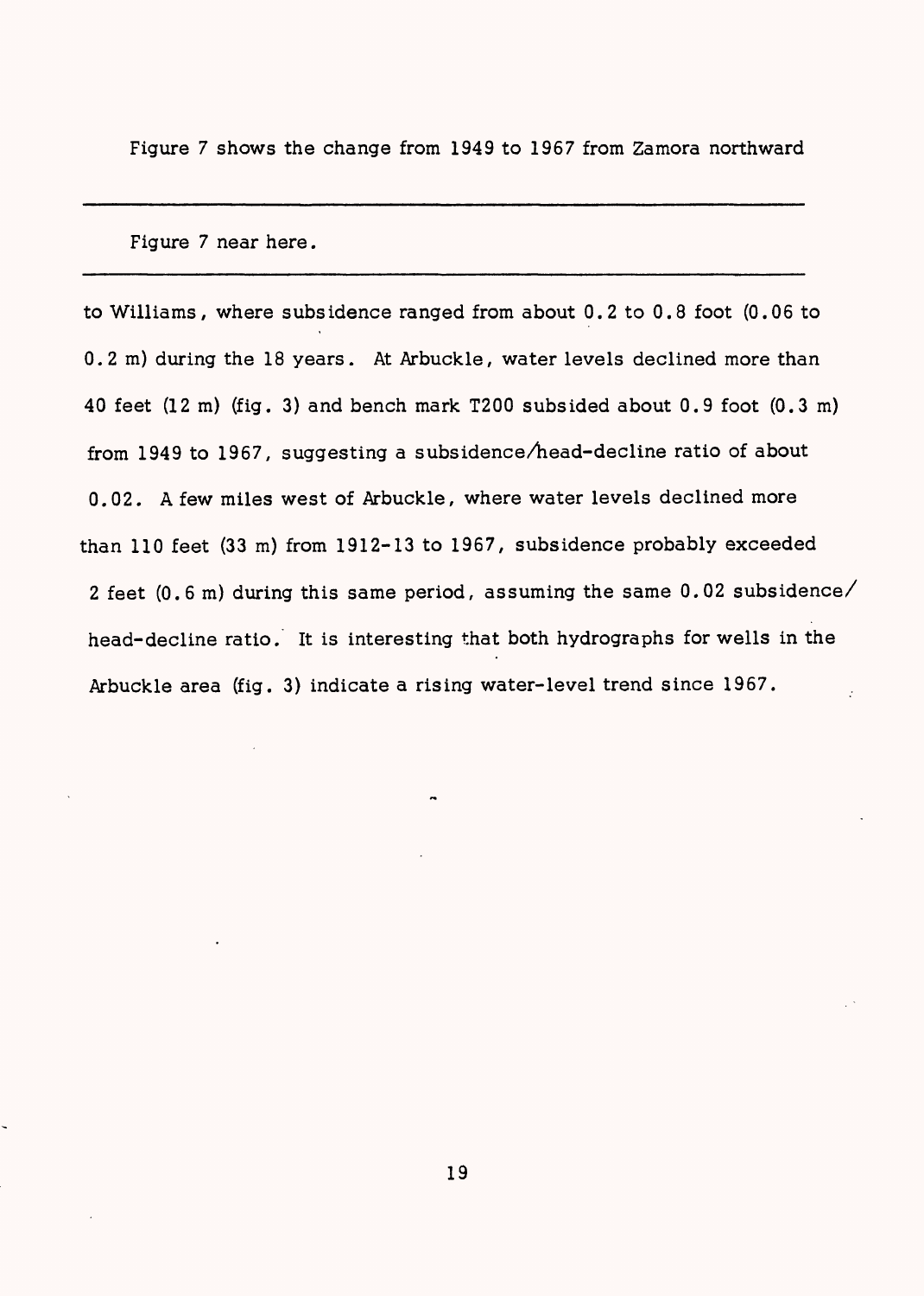Figure 7 shows the change from 1949 to 1967 from Zamora northward

---

Figure 7 near here.

---

to Williams, where subsidence ranged from about 0.2 to 0.8 foot (0.06 to 0.2 m) during the 18 years. At Arbuckle, water levels declined more than 40 feet (12 m) (fig. 3) and bench mark T200 subsided about 0.9 foot (0.3 m) from 1949 to 1967, suggesting a subsidence/head-decline ratio of about 0.02. A few miles west of Arbuckle, where water levels declined more than 110 feet (33 m) from 1912-13 to 1967, subsidence probably exceeded 2 feet (0.6 m) during this same period, assuming the same 0.02 subsidence/head-decline ratio. It is interesting that both hydrographs for wells in the Arbuckle area (fig. 3) indicate a rising water-level trend since 1967.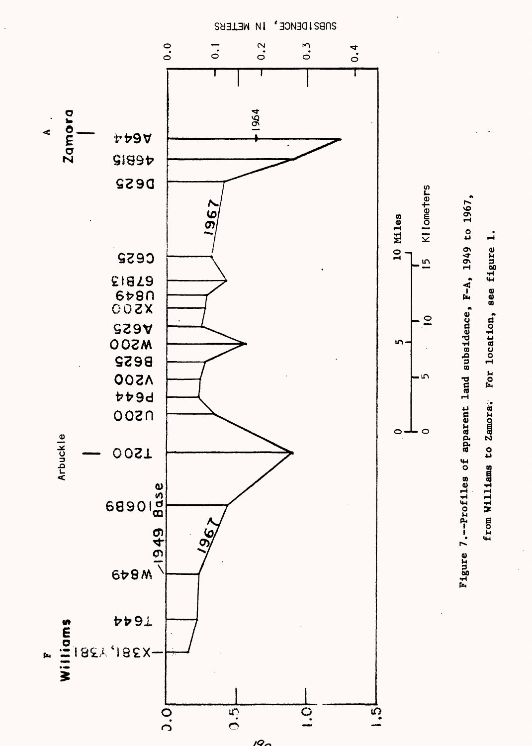Figure 7.--Profiles of apparent land subsidence, F-A, 1949 to 1967, from Williams to Zamora. For location, see figure 1.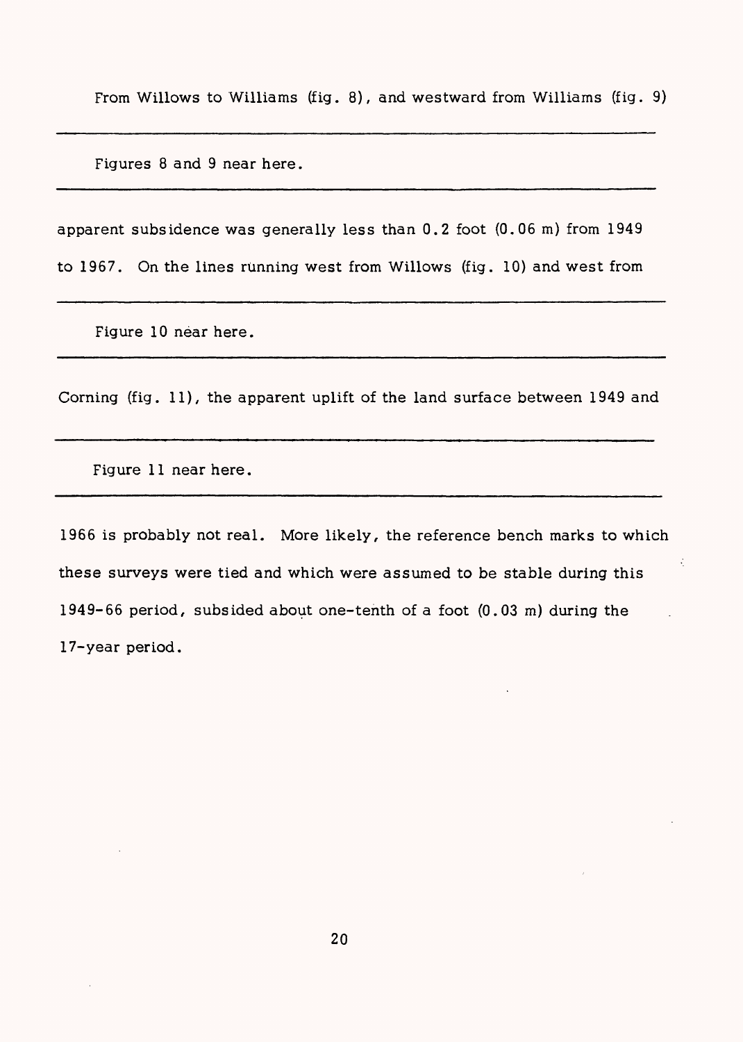From Willows to Williams (fig. 8), and westward from Williams (fig. 9)

---

Figures 8 and 9 near here.

---

apparent subsidence was generally less than 0.2 foot (0.06 m) from 1949 to 1967. On the lines running west from Willows (fig. 10) and west from

---

Figure 10 near here.

---

Corning (fig. 11), the apparent uplift of the land surface between 1949 and

---

Figure 11 near here.

---

1966 is probably not real. More likely, the reference bench marks to which these surveys were tied and which were assumed to be stable during this 1949-66 period, subsided about one-tenth of a foot (0.03 m) during the 17-year period.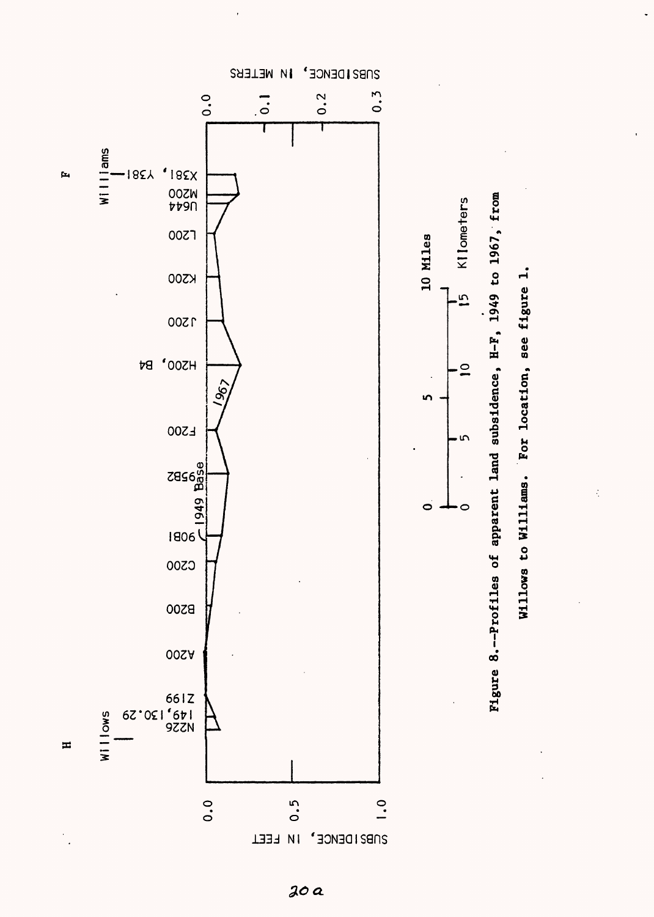Figure 8.--Profiles of apparent land subsidence, H-F, 1949 to 1967, from Willows to Williams. For location, see figure 1.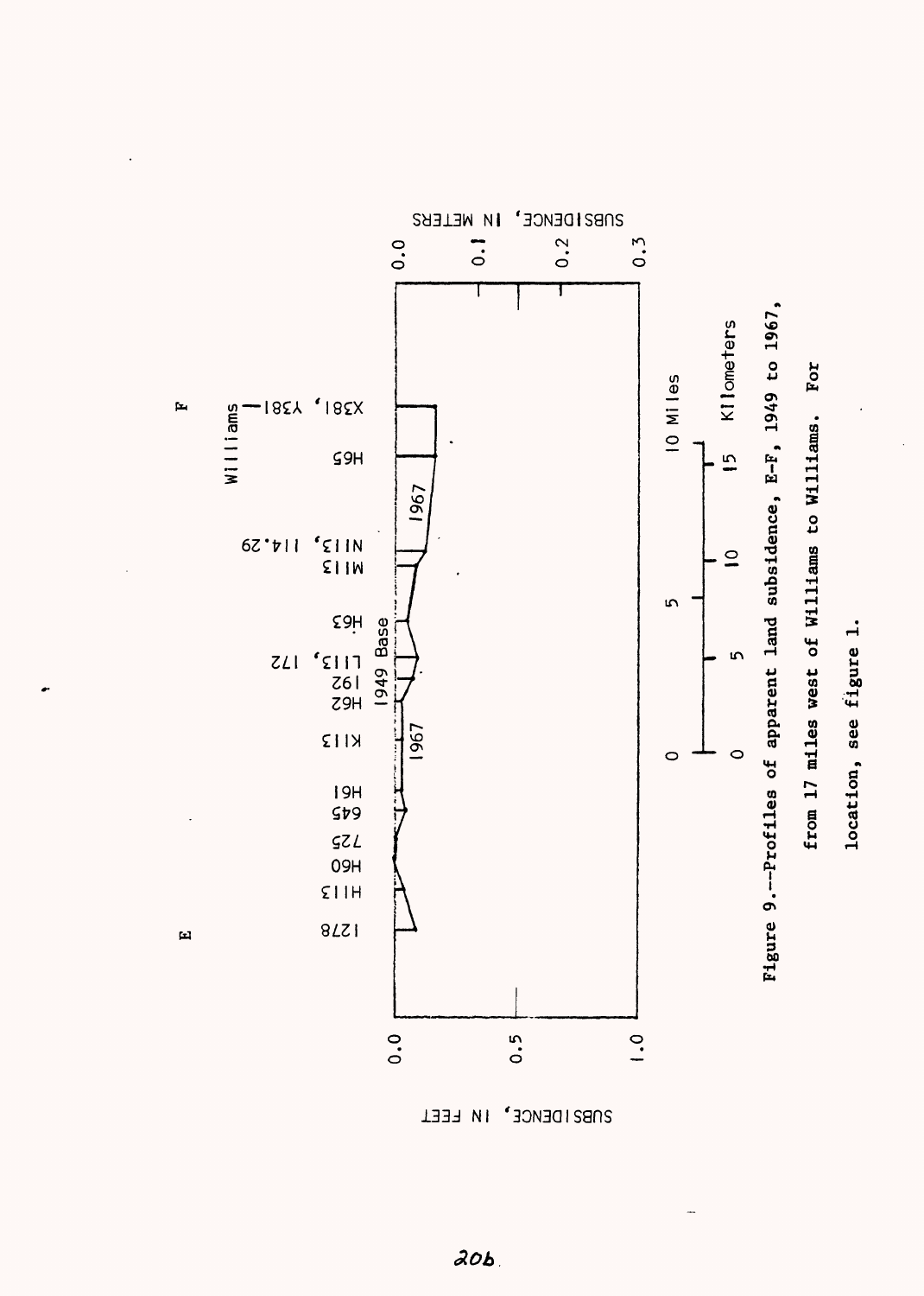Figure 9.--Profiles of apparent land subsidence, E-F, 1949 to 1967, from 17 miles west of Williams to Williams. For location, see figure 1.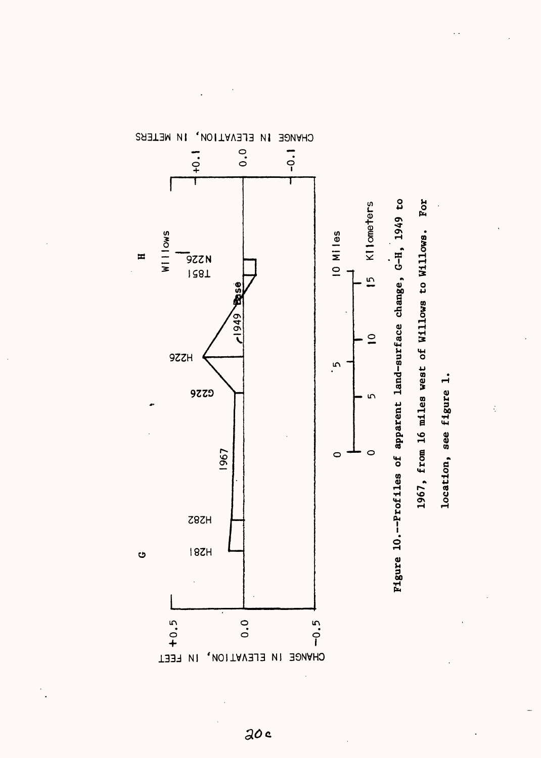Figure 10.--Profiles of apparent land-surface change, G-H, 1949 to 1967, from 16 miles west of Willows to Willows. For location, see figure 1.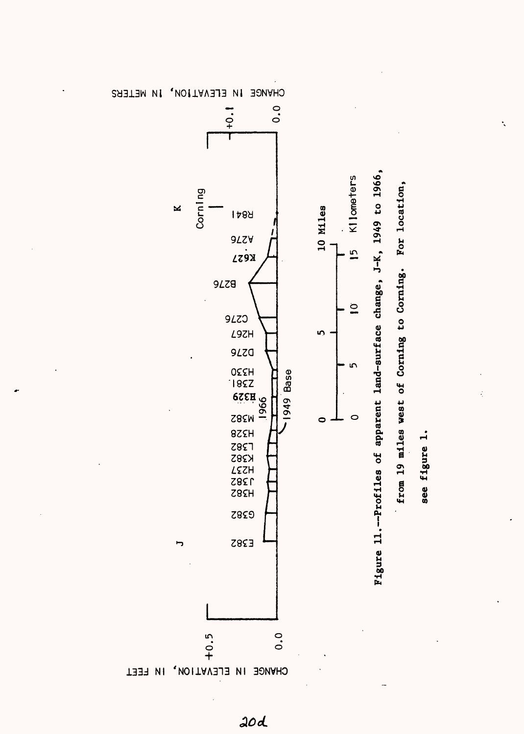Figure 11.--Profiles of apparent land-surface change, J-K, 1949 to 1966, from 19 miles west of Corning to Corning. For location, see figure 1.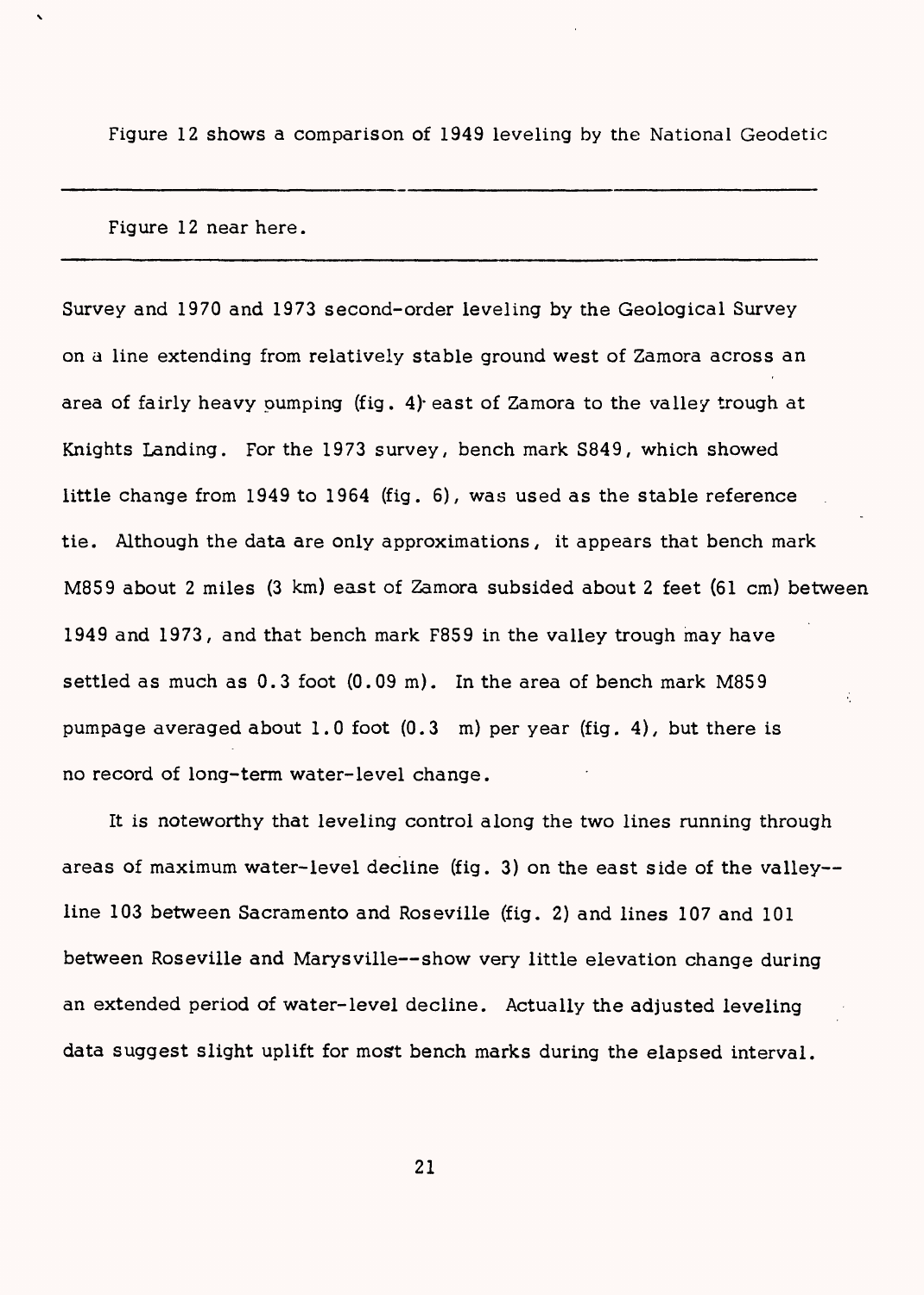Figure 12 shows a comparison of 1949 leveling by the National Geodetic

---

Figure 12 near here.

---

Survey and 1970 and 1973 second-order leveling by the Geological Survey on a line extending from relatively stable ground west of Zamora across an area of fairly heavy pumping (fig. 4) east of Zamora to the valley trough at Knights Landing. For the 1973 survey, bench mark S849, which showed little change from 1949 to 1964 (fig. 6), was used as the stable reference tie. Although the data are only approximations, it appears that bench mark M859 about 2 miles (3 km) east of Zamora subsided about 2 feet (61 cm) between 1949 and 1973, and that bench mark F859 in the valley trough may have settled as much as 0.3 foot (0.09 m). In the area of bench mark M859 pumpage averaged about 1.0 foot (0.3 m) per year (fig. 4), but there is no record of long-term water-level change.

It is noteworthy that leveling control along the two lines running through areas of maximum water-level decline (fig. 3) on the east side of the valley--line 103 between Sacramento and Roseville (fig. 2) and lines 107 and 101 between Roseville and Marysville--show very little elevation change during an extended period of water-level decline. Actually the adjusted leveling data suggest slight uplift for most bench marks during the elapsed interval.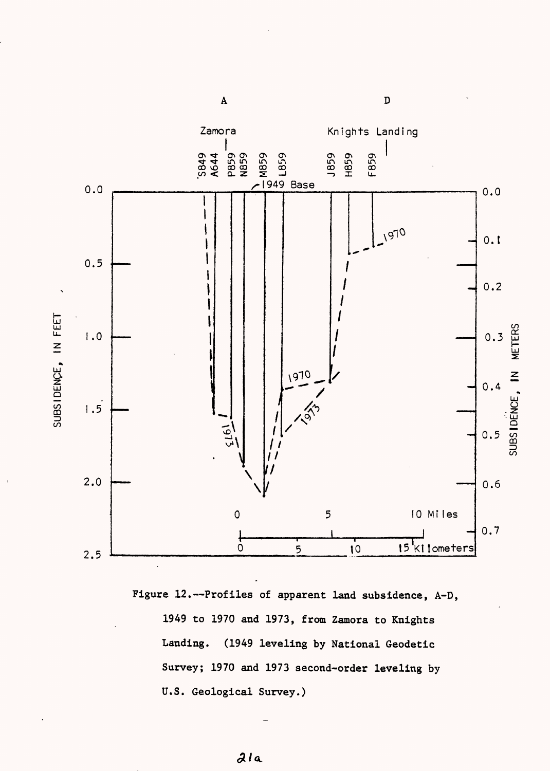Figure 12.--Profiles of apparent land subsidence, A-D, 1949 to 1970 and 1973, from Zamora to Knights Landing. (1949 leveling by National Geodetic Survey; 1970 and 1973 second-order leveling by U.S. Geological Survey.)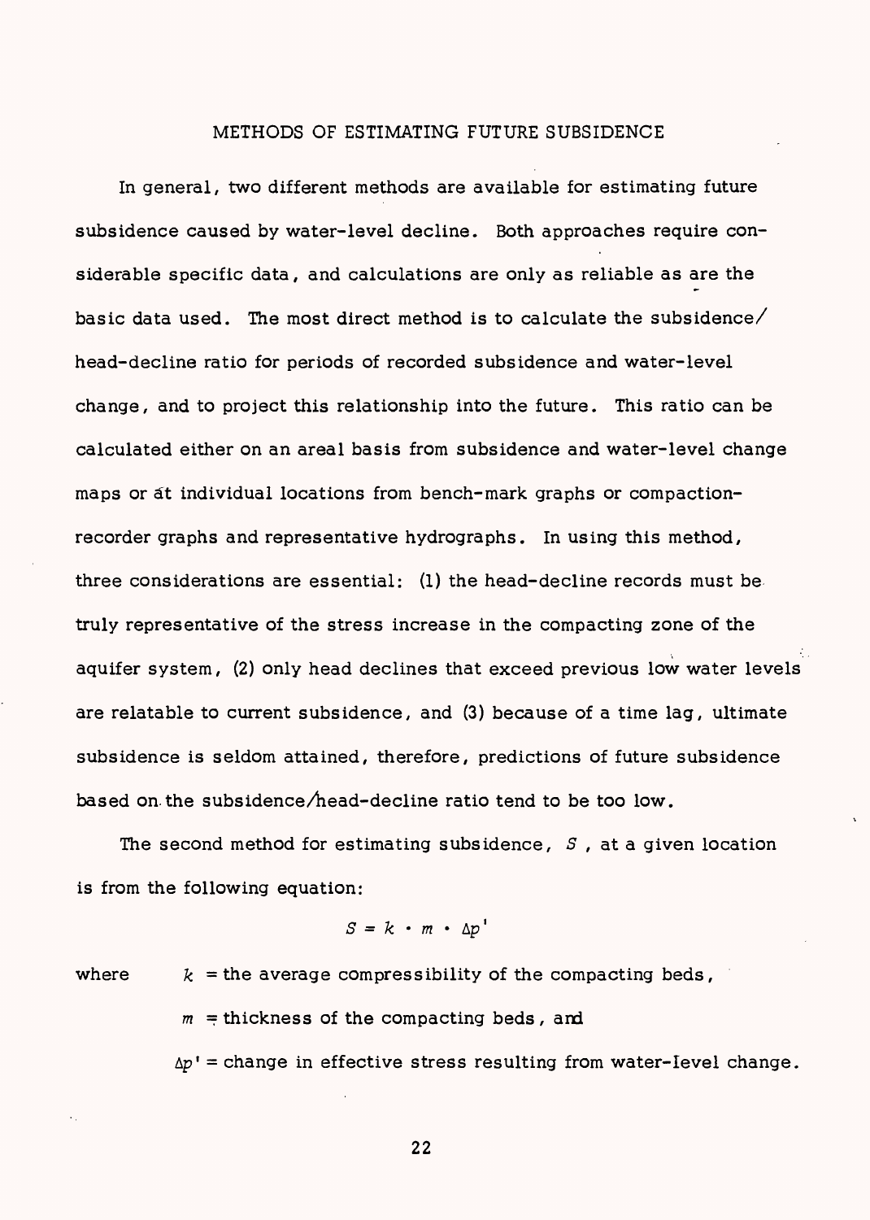## METHODS OF ESTIMATING FUTURE SUBSIDENCE

In general, two different methods are available for estimating future subsidence caused by water-level decline. Both approaches require considerable specific data, and calculations are only as reliable as are the basic data used. The most direct method is to calculate the subsidence/head-decline ratio for periods of recorded subsidence and water-level change, and to project this relationship into the future. This ratio can be calculated either on an areal basis from subsidence and water-level change maps or at individual locations from bench-mark graphs or compaction-recorder graphs and representative hydrographs. In using this method, three considerations are essential: (1) the head-decline records must be truly representative of the stress increase in the compacting zone of the aquifer system, (2) only head declines that exceed previous low water levels are relatable to current subsidence, and (3) because of a time lag, ultimate subsidence is seldom attained, therefore, predictions of future subsidence based on the subsidence/head-decline ratio tend to be too low.

The second method for estimating subsidence, $S$, at a given location is from the following equation:

$$S = k \cdot m \cdot \Delta p'$$

where $k$ = the average compressibility of the compacting beds,

$m$ = thickness of the compacting beds, and

$\Delta p'$ = change in effective stress resulting from water-level change.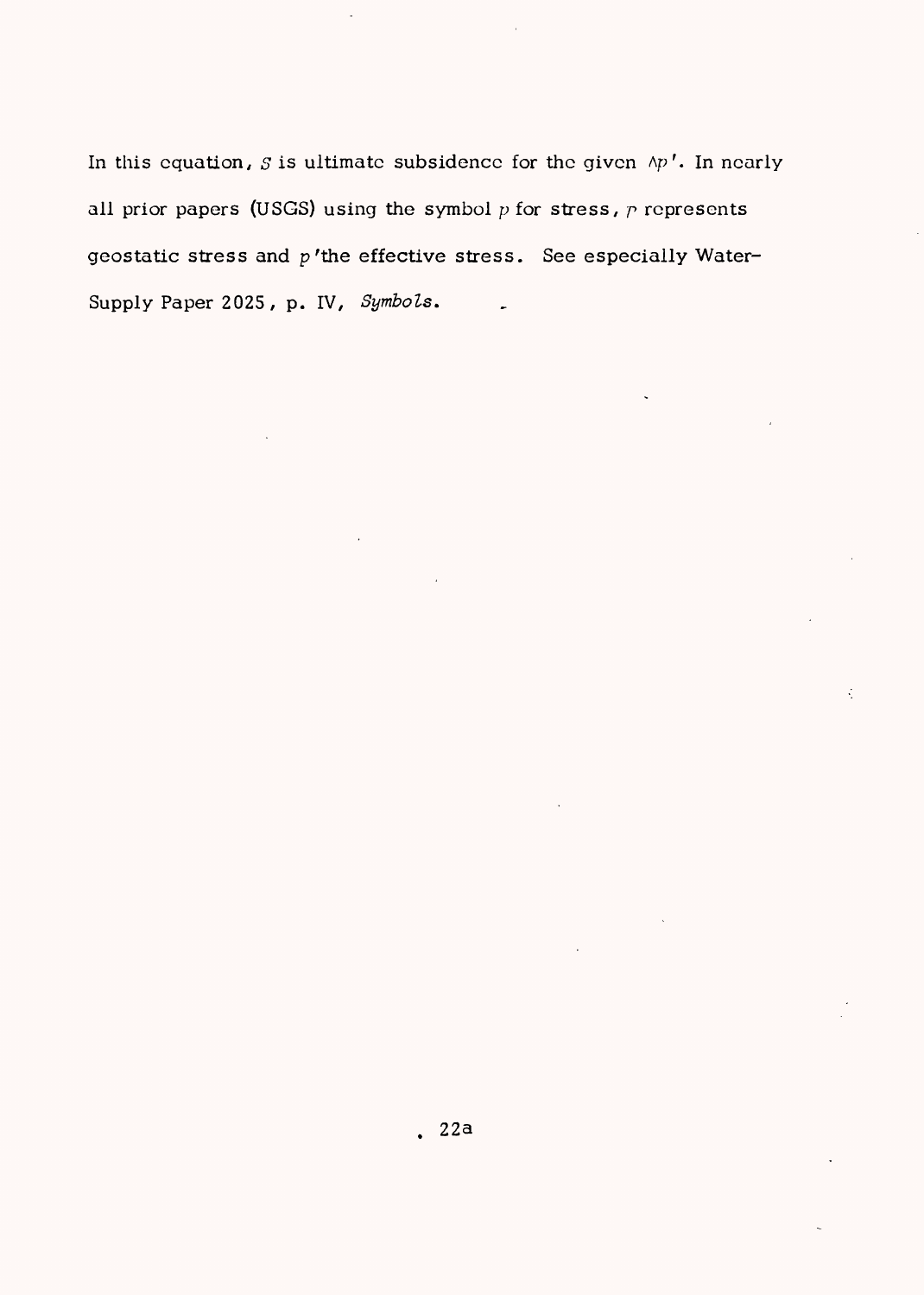In this equation, $S$ is ultimate subsidence for the given $\Delta p'$. In nearly all prior papers (USGS) using the symbol $p$ for stress, $p$ represents geostatic stress and $p'$ the effective stress. See especially Water-Supply Paper 2025, p. IV, *Symbols*.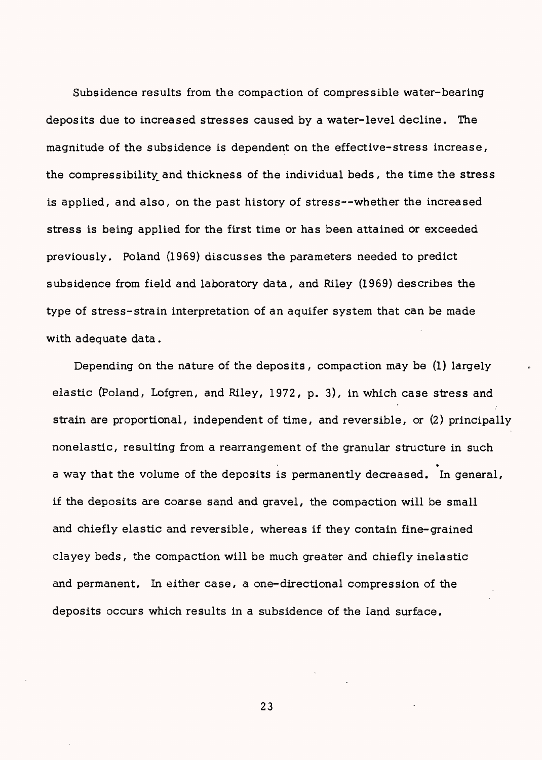Subsidence results from the compaction of compressible water-bearing deposits due to increased stresses caused by a water-level decline. The magnitude of the subsidence is dependent on the effective-stress increase, the compressibility and thickness of the individual beds, the time the stress is applied, and also, on the past history of stress--whether the increased stress is being applied for the first time or has been attained or exceeded previously. Poland (1969) discusses the parameters needed to predict subsidence from field and laboratory data, and Riley (1969) describes the type of stress-strain interpretation of an aquifer system that can be made with adequate data.

Depending on the nature of the deposits, compaction may be (1) largely elastic (Poland, Lofgren, and Riley, 1972, p. 3), in which case stress and strain are proportional, independent of time, and reversible, or (2) principally nonelastic, resulting from a rearrangement of the granular structure in such a way that the volume of the deposits is permanently decreased. In general, if the deposits are coarse sand and gravel, the compaction will be small and chiefly elastic and reversible, whereas if they contain fine-grained clayey beds, the compaction will be much greater and chiefly inelastic and permanent. In either case, a one-directional compression of the deposits occurs which results in a subsidence of the land surface.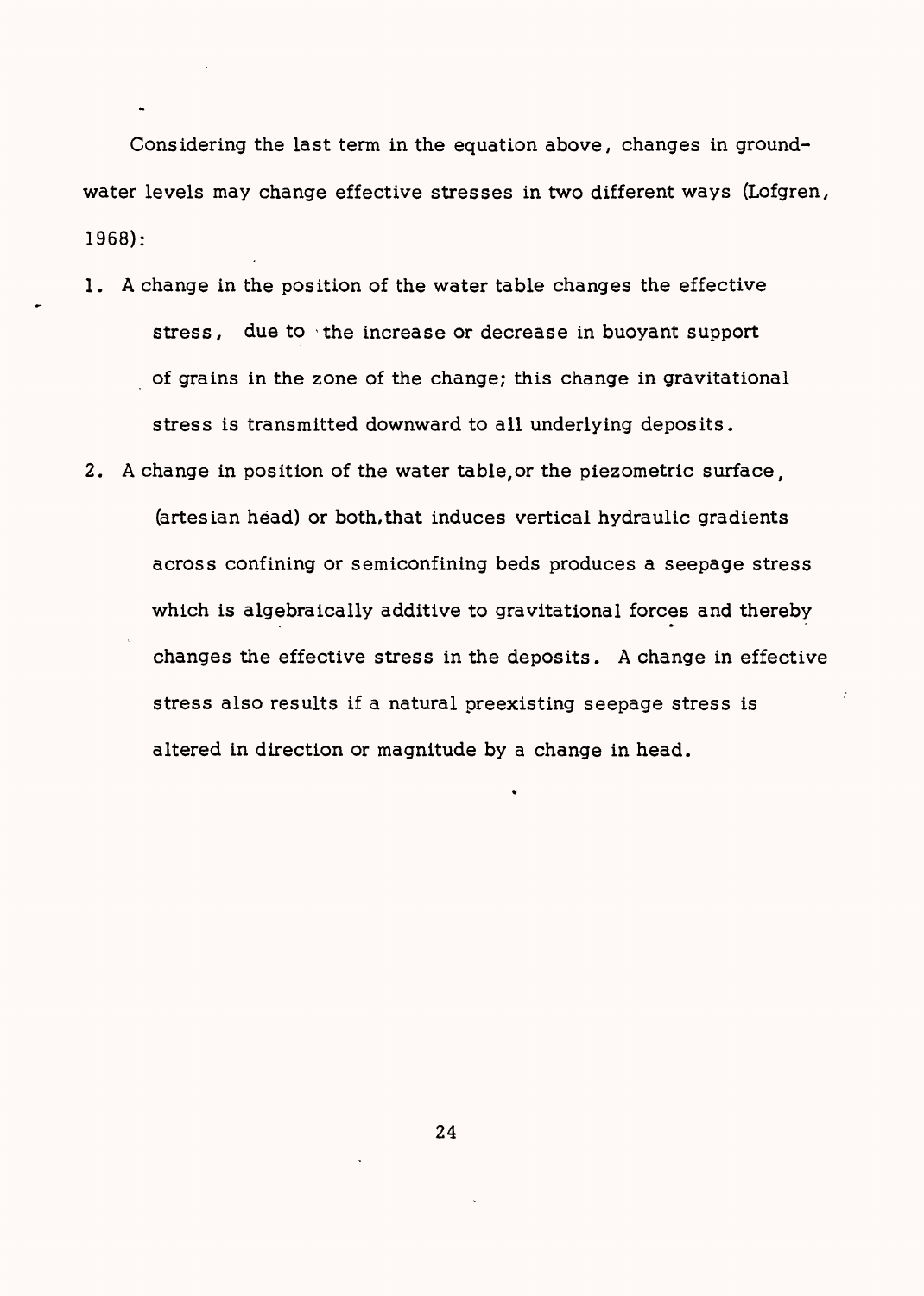Considering the last term in the equation above, changes in ground-water levels may change effective stresses in two different ways (Lofgren, 1968):

1. A change in the position of the water table changes the effective stress, due to the increase or decrease in buoyant support of grains in the zone of the change; this change in gravitational stress is transmitted downward to all underlying deposits.
2. A change in position of the water table, or the piezometric surface, (artesian head) or both, that induces vertical hydraulic gradients across confining or semiconfining beds produces a seepage stress which is algebraically additive to gravitational forces and thereby changes the effective stress in the deposits. A change in effective stress also results if a natural preexisting seepage stress is altered in direction or magnitude by a change in head.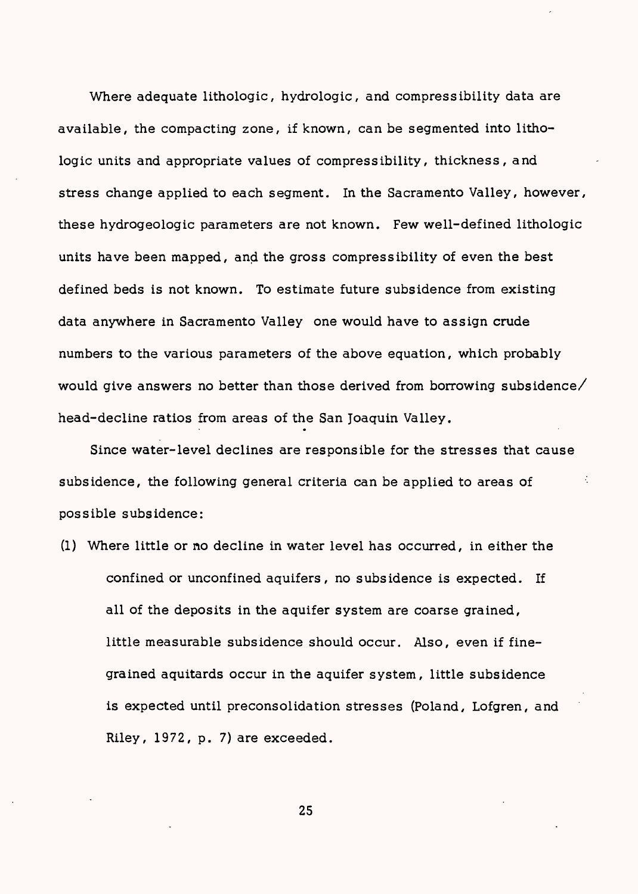Where adequate lithologic, hydrologic, and compressibility data are available, the compacting zone, if known, can be segmented into lithologic units and appropriate values of compressibility, thickness, and stress change applied to each segment. In the Sacramento Valley, however, these hydrogeologic parameters are not known. Few well-defined lithologic units have been mapped, and the gross compressibility of even the best defined beds is not known. To estimate future subsidence from existing data anywhere in Sacramento Valley one would have to assign crude numbers to the various parameters of the above equation, which probably would give answers no better than those derived from borrowing subsidence/head-decline ratios from areas of the San Joaquin Valley.

Since water-level declines are responsible for the stresses that cause subsidence, the following general criteria can be applied to areas of possible subsidence:

(1) Where little or no decline in water level has occurred, in either the confined or unconfined aquifers, no subsidence is expected. If all of the deposits in the aquifer system are coarse grained, little measurable subsidence should occur. Also, even if fine-grained aquitards occur in the aquifer system, little subsidence is expected until preconsolidation stresses (Poland, Lofgren, and Riley, 1972, p. 7) are exceeded.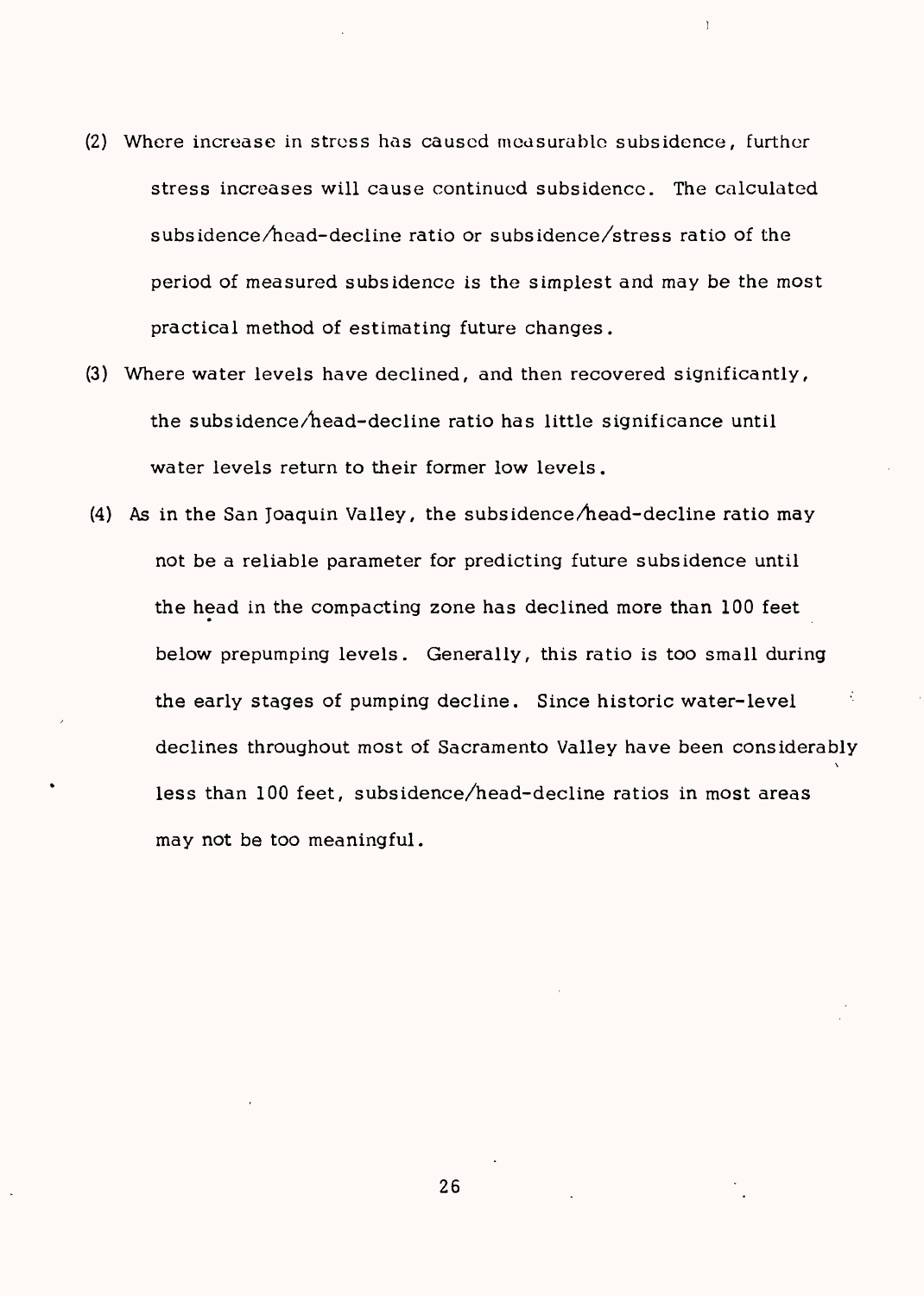(2) Where increase in stress has caused measurable subsidence, further stress increases will cause continued subsidence. The calculated subsidence/head-decline ratio or subsidence/stress ratio of the period of measured subsidence is the simplest and may be the most practical method of estimating future changes.

(3) Where water levels have declined, and then recovered significantly, the subsidence/head-decline ratio has little significance until water levels return to their former low levels.

(4) As in the San Joaquin Valley, the subsidence/head-decline ratio may not be a reliable parameter for predicting future subsidence until the head in the compacting zone has declined more than 100 feet below prepumping levels. Generally, this ratio is too small during the early stages of pumping decline. Since historic water-level declines throughout most of Sacramento Valley have been considerably less than 100 feet, subsidence/head-decline ratios in most areas may not be too meaningful.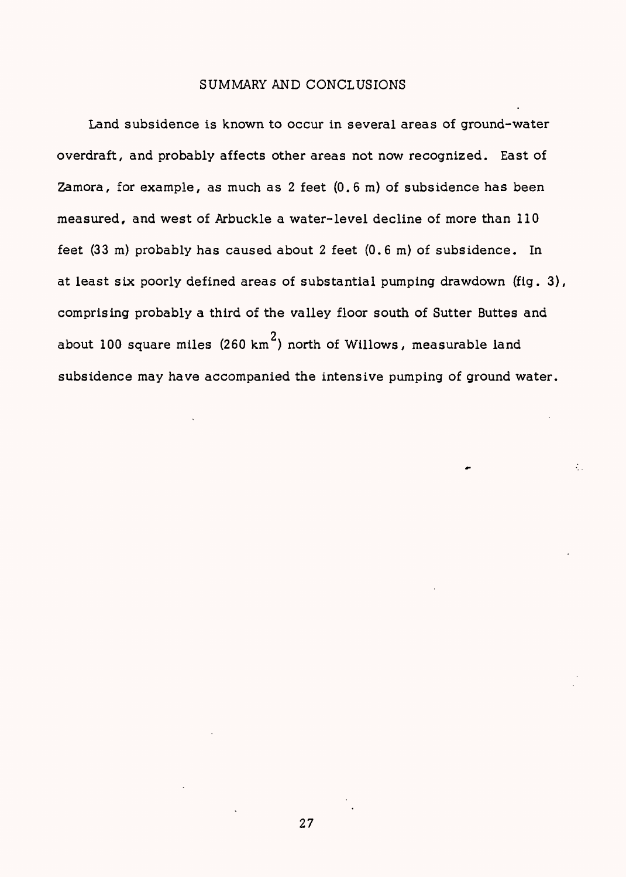## SUMMARY AND CONCLUSIONS

Land subsidence is known to occur in several areas of ground-water overdraft, and probably affects other areas not now recognized. East of Zamora, for example, as much as 2 feet (0.6 m) of subsidence has been measured, and west of Arbuckle a water-level decline of more than 110 feet (33 m) probably has caused about 2 feet (0.6 m) of subsidence. In at least six poorly defined areas of substantial pumping drawdown (fig. 3), comprising probably a third of the valley floor south of Sutter Buttes and about 100 square miles (260 $km^2$) north of Willows, measurable land subsidence may have accompanied the intensive pumping of ground water.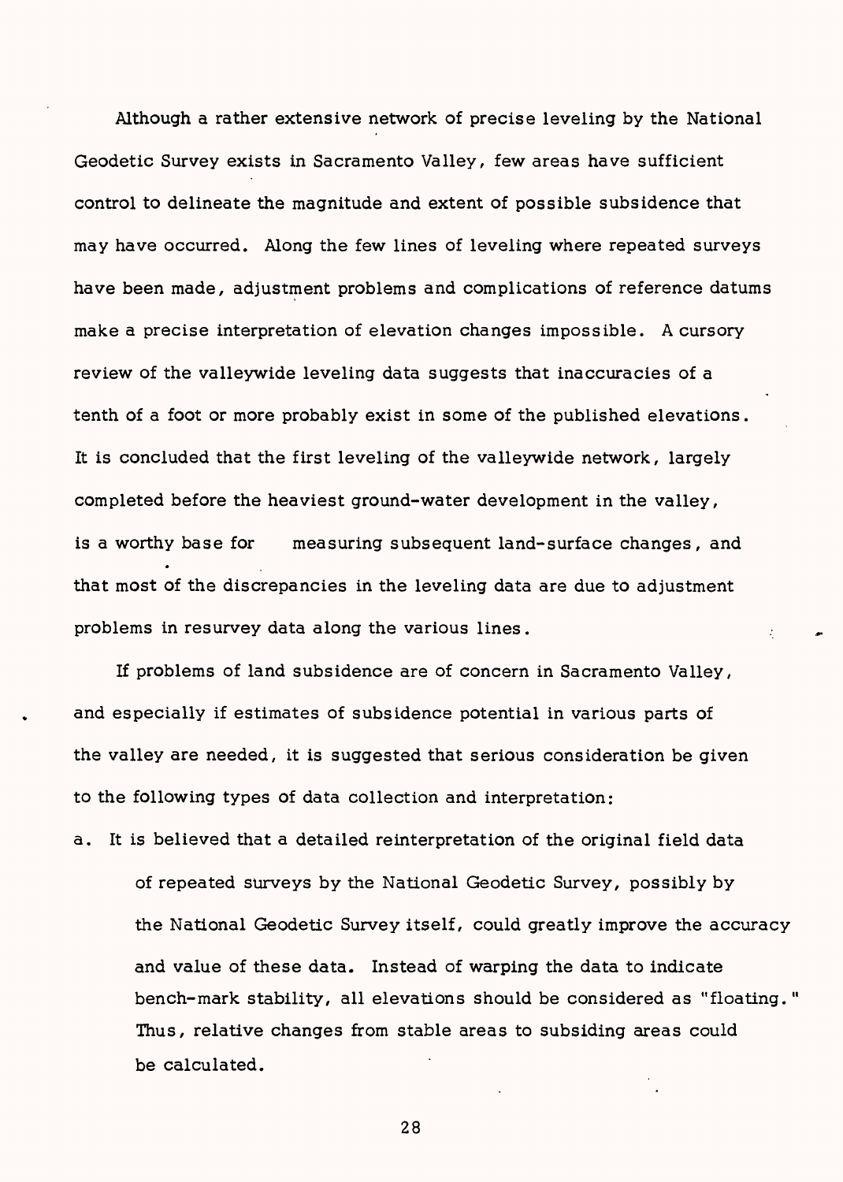Although a rather extensive network of precise leveling by the National Geodetic Survey exists in Sacramento Valley, few areas have sufficient control to delineate the magnitude and extent of possible subsidence that may have occurred. Along the few lines of leveling where repeated surveys have been made, adjustment problems and complications of reference datums make a precise interpretation of elevation changes impossible. A cursory review of the valleywide leveling data suggests that inaccuracies of a tenth of a foot or more probably exist in some of the published elevations. It is concluded that the first leveling of the valleywide network, largely completed before the heaviest ground-water development in the valley, is a worthy base for measuring subsequent land-surface changes, and that most of the discrepancies in the leveling data are due to adjustment problems in resurvey data along the various lines.

If problems of land subsidence are of concern in Sacramento Valley, and especially if estimates of subsidence potential in various parts of the valley are needed, it is suggested that serious consideration be given to the following types of data collection and interpretation:

a. It is believed that a detailed reinterpretation of the original field data of repeated surveys by the National Geodetic Survey, possibly by the National Geodetic Survey itself, could greatly improve the accuracy and value of these data. Instead of warping the data to indicate bench-mark stability, all elevations should be considered as "floating." Thus, relative changes from stable areas to subsiding areas could be calculated.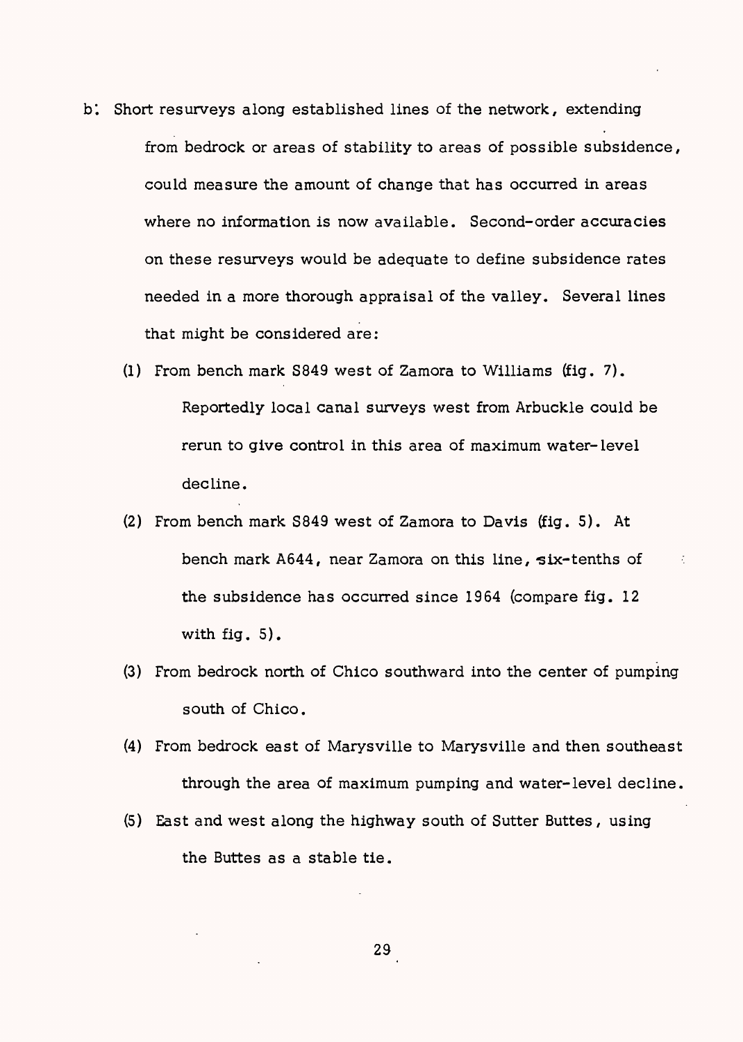b. Short resurveys along established lines of the network, extending from bedrock or areas of stability to areas of possible subsidence, could measure the amount of change that has occurred in areas where no information is now available. Second-order accuracies on these resurveys would be adequate to define subsidence rates needed in a more thorough appraisal of the valley. Several lines that might be considered are:

   (1) From bench mark S849 west of Zamora to Williams (fig. 7). Reportedly local canal surveys west from Arbuckle could be rerun to give control in this area of maximum water-level decline.

   (2) From bench mark S849 west of Zamora to Davis (fig. 5). At bench mark A644, near Zamora on this line, six-tenths of the subsidence has occurred since 1964 (compare fig. 12 with fig. 5).

   (3) From bedrock north of Chico southward into the center of pumping south of Chico.

   (4) From bedrock east of Marysville to Marysville and then southeast through the area of maximum pumping and water-level decline.

   (5) East and west along the highway south of Sutter Buttes, using the Buttes as a stable tie.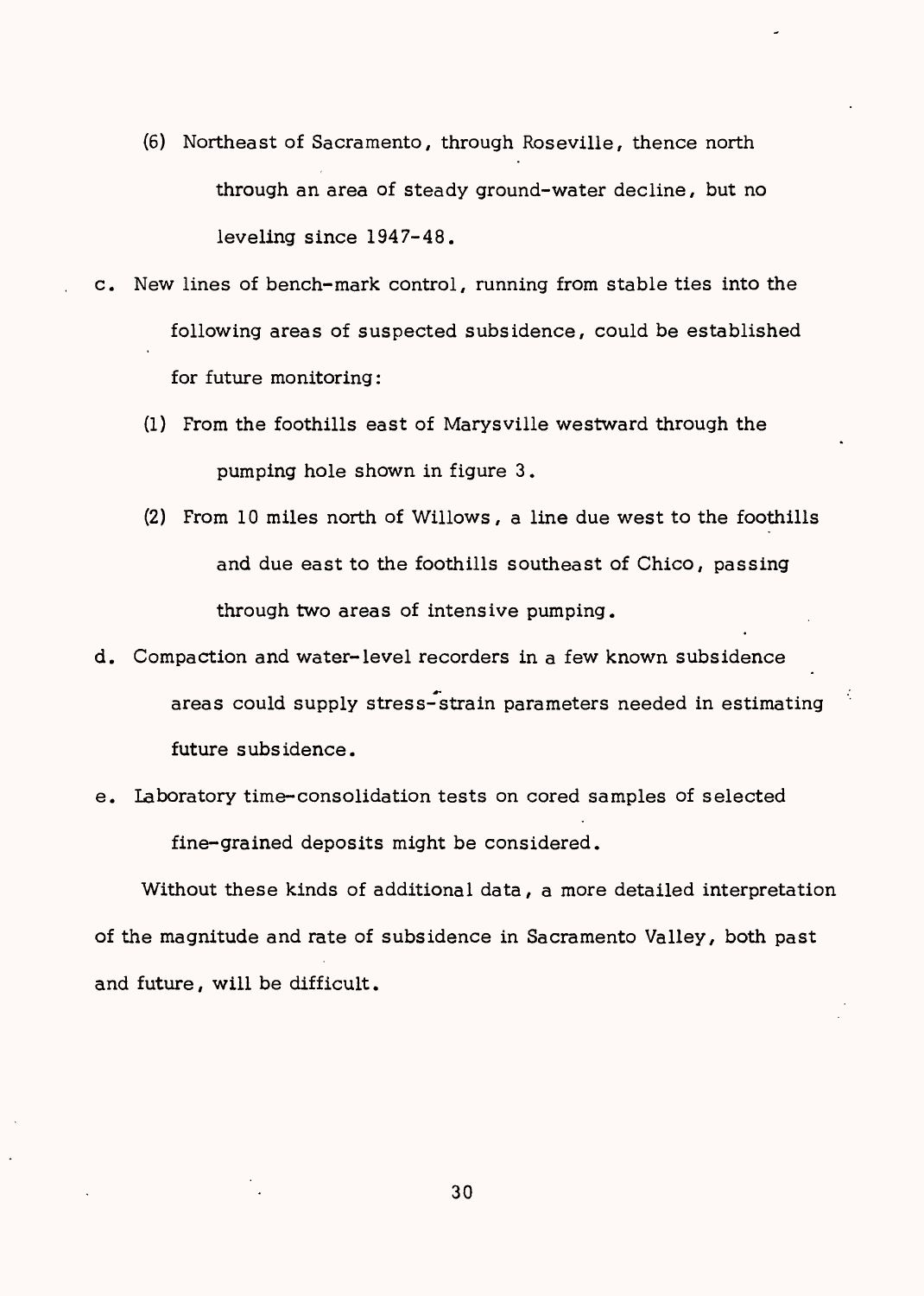(6) Northeast of Sacramento, through Roseville, thence north through an area of steady ground-water decline, but no leveling since 1947-48.

c. New lines of bench-mark control, running from stable ties into the following areas of suspected subsidence, could be established for future monitoring:

   (1) From the foothills east of Marysville westward through the pumping hole shown in figure 3.

   (2) From 10 miles north of Willows, a line due west to the foothills and due east to the foothills southeast of Chico, passing through two areas of intensive pumping.

d. Compaction and water-level recorders in a few known subsidence areas could supply stress-strain parameters needed in estimating future subsidence.

e. Laboratory time-consolidation tests on cored samples of selected fine-grained deposits might be considered.

Without these kinds of additional data, a more detailed interpretation of the magnitude and rate of subsidence in Sacramento Valley, both past and future, will be difficult.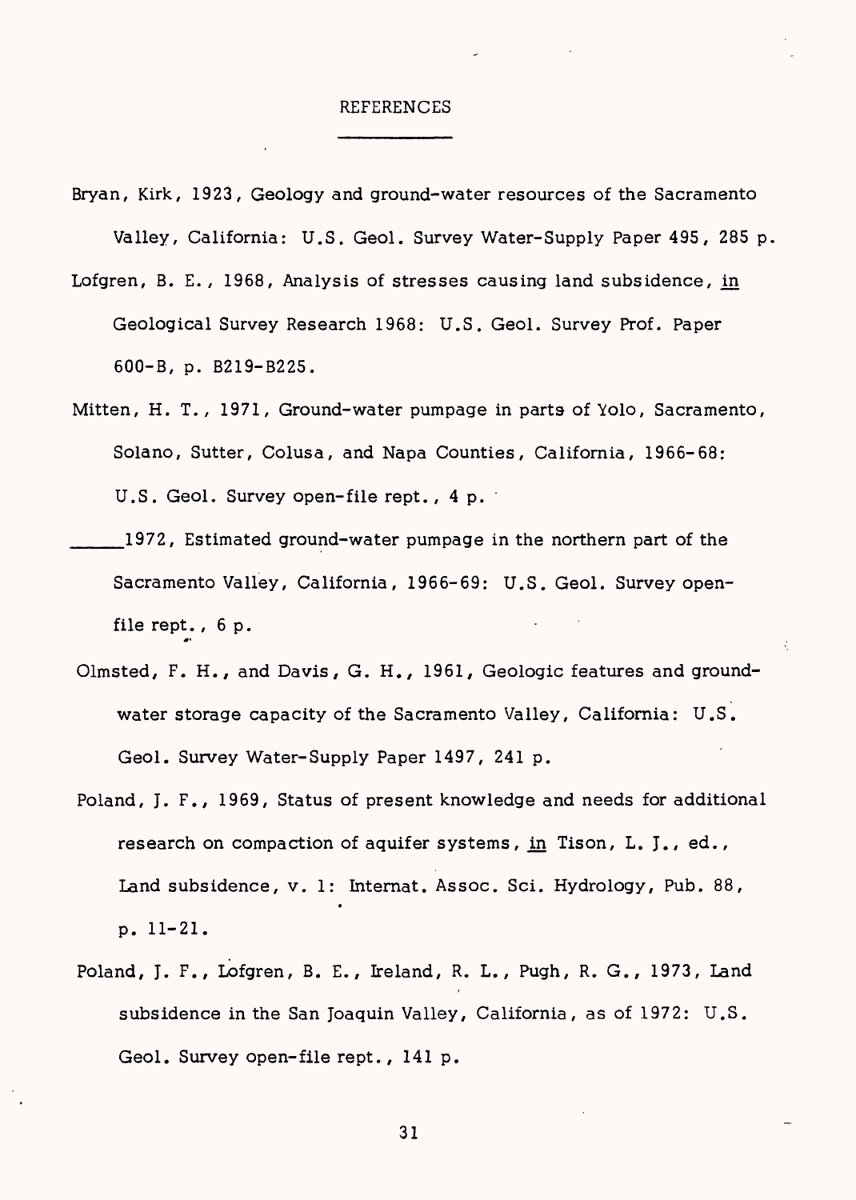# REFERENCES

Bryan, Kirk, 1923, Geology and ground-water resources of the Sacramento Valley, California: U.S. Geol. Survey Water-Supply Paper 495, 285 p.

Lofgren, B. E., 1968, Analysis of stresses causing land subsidence, in Geological Survey Research 1968: U.S. Geol. Survey Prof. Paper 600-B, p. B219-B225.

Mitten, H. T., 1971, Ground-water pumpage in parts of Yolo, Sacramento, Solano, Sutter, Colusa, and Napa Counties, California, 1966-68: U.S. Geol. Survey open-file rept., 4 p.

\_\_\_\_\_\_1972, Estimated ground-water pumpage in the northern part of the Sacramento Valley, California, 1966-69: U.S. Geol. Survey open-file rept., 6 p.

Olmsted, F. H., and Davis, G. H., 1961, Geologic features and ground-water storage capacity of the Sacramento Valley, California: U.S. Geol. Survey Water-Supply Paper 1497, 241 p.

Poland, J. F., 1969, Status of present knowledge and needs for additional research on compaction of aquifer systems, in Tison, L. J., ed., Land subsidence, v. 1: Internat. Assoc. Sci. Hydrology, Pub. 88, p. 11-21.

Poland, J. F., Lofgren, B. E., Ireland, R. L., Pugh, R. G., 1973, Land subsidence in the San Joaquin Valley, California, as of 1972: U.S. Geol. Survey open-file rept., 141 p.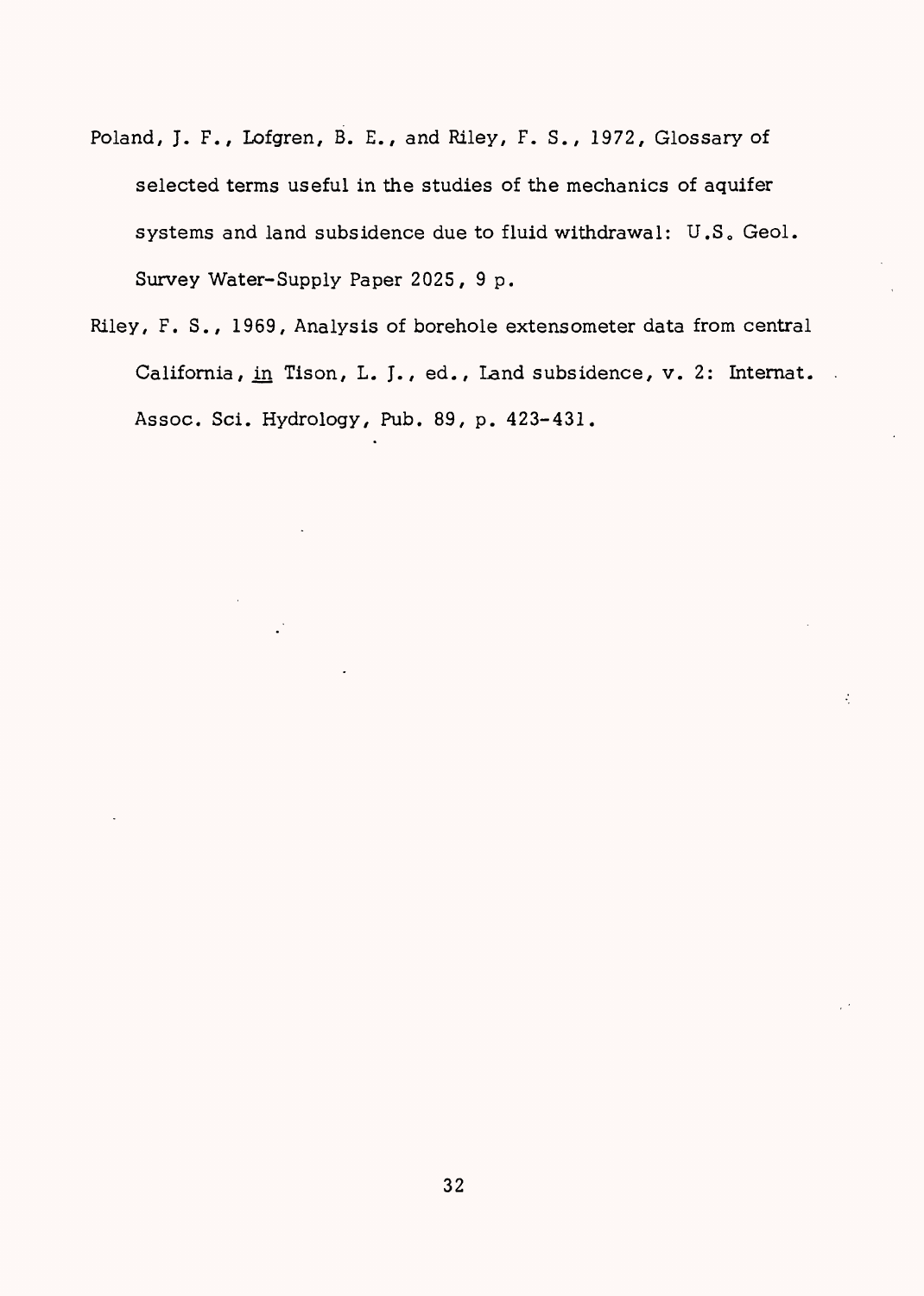Poland, J. F., Lofgren, B. E., and Riley, F. S., 1972, Glossary of selected terms useful in the studies of the mechanics of aquifer systems and land subsidence due to fluid withdrawal: U.S. Geol. Survey Water-Supply Paper 2025, 9 p.

Riley, F. S., 1969, Analysis of borehole extensometer data from central California, _in_ Tison, L. J., ed., Land subsidence, v. 2: Internat. Assoc. Sci. Hydrology, Pub. 89, p. 423-431.